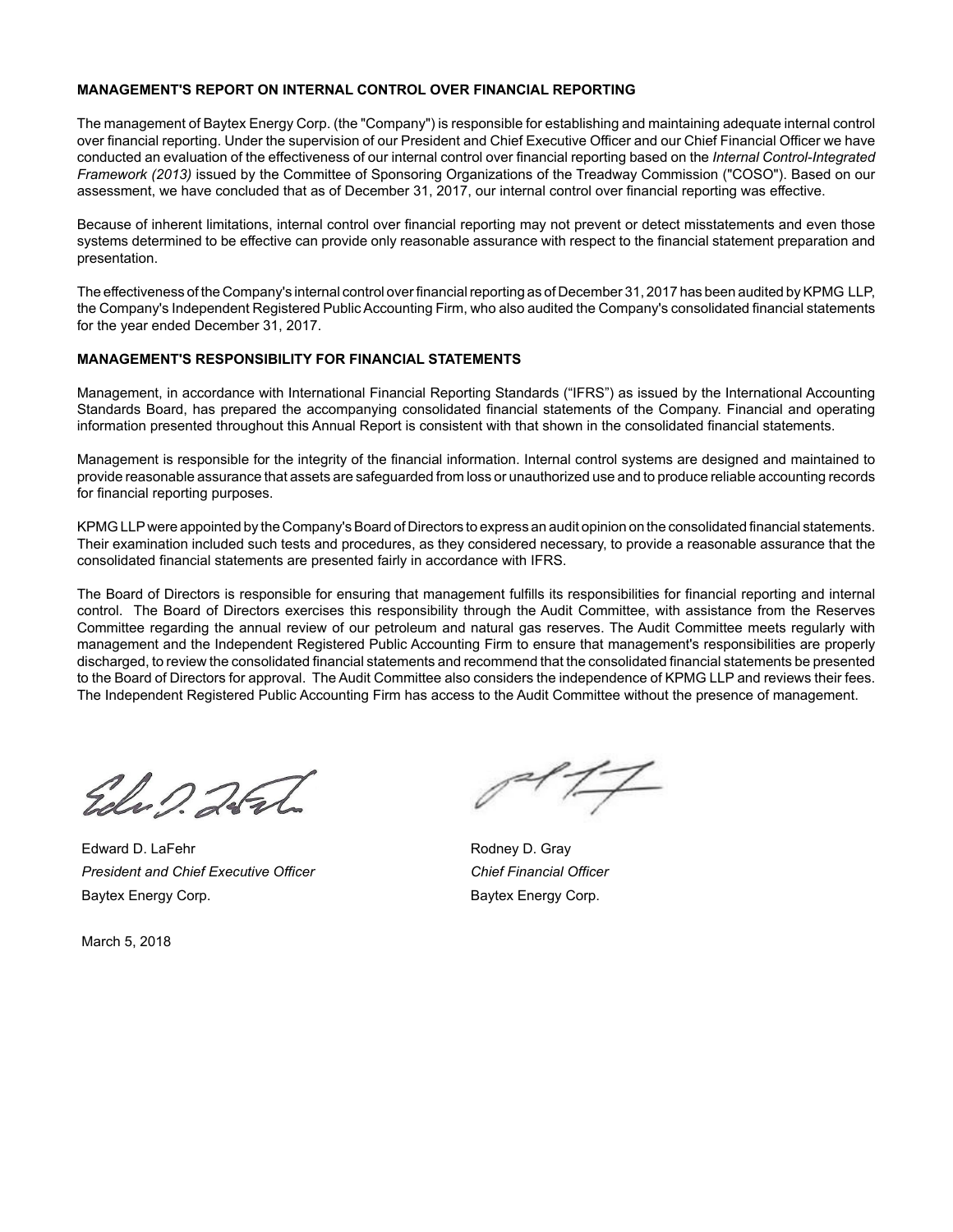## MANAGEMENT'S REPORT ON INTERNAL CONTROL OVER FINANCIAL REPORTING

The management of Baytex Energy Corp. (the "Company") is responsible for establishing and maintaining adequate internal control over financial reporting. Under the supervision of our President and Chief Executive Officer and our Chief Financial Officer we have conducted an evaluation of the effectiveness of our internal control over financial reporting based on the *Internal Control-Integrated Framework (2013)* issued by the Committee of Sponsoring Organizations of the Treadway Commission ("COSO"). Based on our assessment, we have concluded that as of December 31, 2017, our internal control over financial reporting was effective.

Because of inherent limitations, internal control over financial reporting may not prevent or detect misstatements and even those systems determined to be effective can provide only reasonable assurance with respect to the financial statement preparation and presentation.

The effectiveness of the Company's internal control over financial reporting as of December 31, 2017 has been audited by KPMG LLP, the Company's Independent Registered Public Accounting Firm, who also audited the Company's consolidated financial statements for the year ended December 31, 2017.

## MANAGEMENT'S RESPONSIBILITY FOR FINANCIAL STATEMENTS

Management, in accordance with International Financial Reporting Standards ("IFRS") as issued by the International Accounting Standards Board, has prepared the accompanying consolidated financial statements of the Company. Financial and operating information presented throughout this Annual Report is consistent with that shown in the consolidated financial statements.

Management is responsible for the integrity of the financial information. Internal control systems are designed and maintained to provide reasonable assurance that assets are safeguarded from loss or unauthorized use and to produce reliable accounting records for financial reporting purposes.

KPMG LLP were appointed by the Company's Board of Directors to express an audit opinion on the consolidated financial statements. Their examination included such tests and procedures, as they considered necessary, to provide a reasonable assurance that the consolidated financial statements are presented fairly in accordance with IFRS.

The Board of Directors is responsible for ensuring that management fulfills its responsibilities for financial reporting and internal control. The Board of Directors exercises this responsibility through the Audit Committee, with assistance from the Reserves Committee regarding the annual review of our petroleum and natural gas reserves. The Audit Committee meets regularly with management and the Independent Registered Public Accounting Firm to ensure that management's responsibilities are properly discharged, to review the consolidated financial statements and recommend that the consolidated financial statements be presented to the Board of Directors for approval. The Audit Committee also considers the independence of KPMG LLP and reviews their fees. The Independent Registered Public Accounting Firm has access to the Audit Committee without the presence of management.

Edward D. LaFehr
*President and Chief Executive Officer*
Baytex Energy Corp.

Rodney D. Gray
*Chief Financial Officer*
Baytex Energy Corp.

March 5, 2018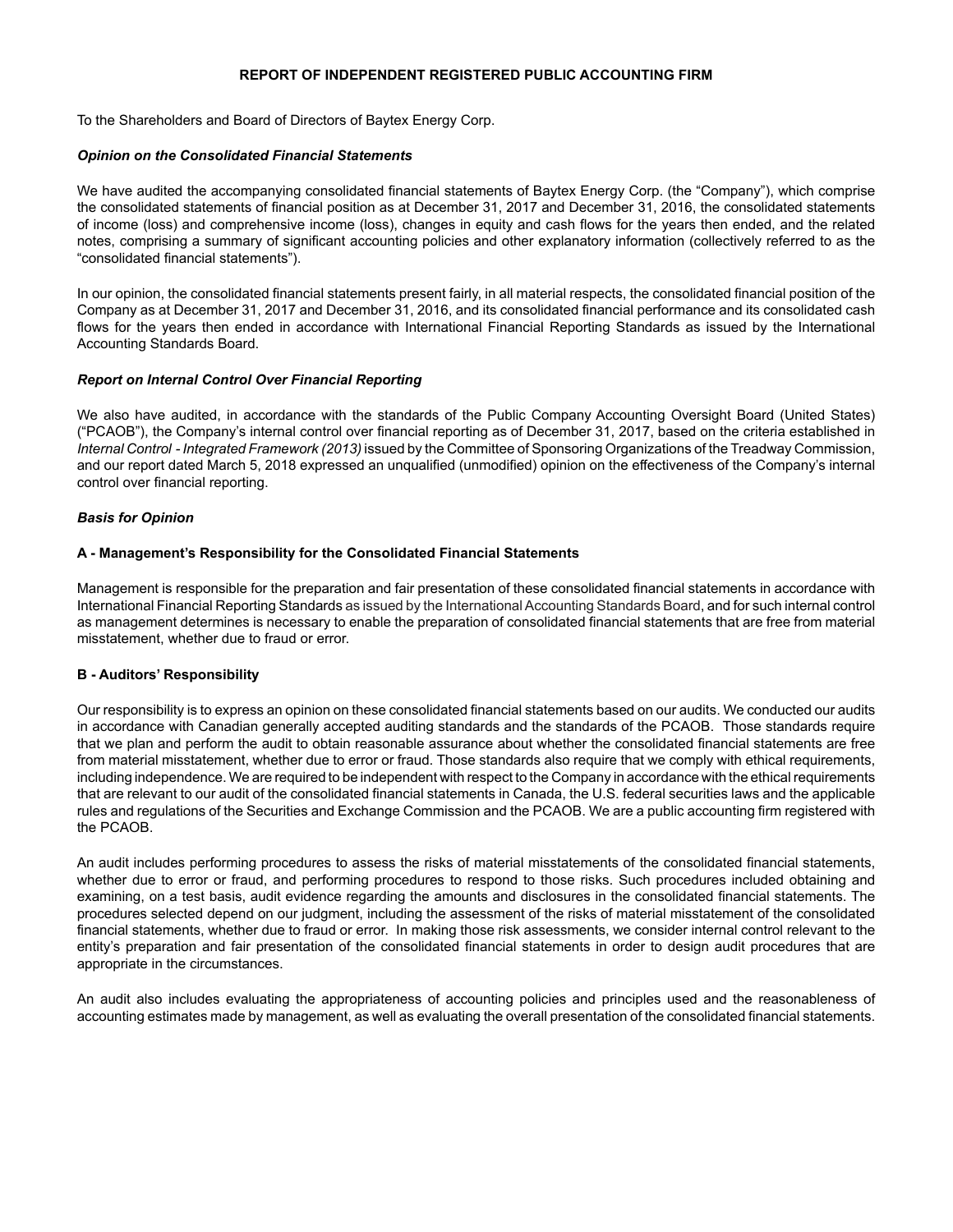# REPORT OF INDEPENDENT REGISTERED PUBLIC ACCOUNTING FIRM

To the Shareholders and Board of Directors of Baytex Energy Corp.

***Opinion on the Consolidated Financial Statements***

We have audited the accompanying consolidated financial statements of Baytex Energy Corp. (the "Company"), which comprise the consolidated statements of financial position as at December 31, 2017 and December 31, 2016, the consolidated statements of income (loss) and comprehensive income (loss), changes in equity and cash flows for the years then ended, and the related notes, comprising a summary of significant accounting policies and other explanatory information (collectively referred to as the "consolidated financial statements").

In our opinion, the consolidated financial statements present fairly, in all material respects, the consolidated financial position of the Company as at December 31, 2017 and December 31, 2016, and its consolidated financial performance and its consolidated cash flows for the years then ended in accordance with International Financial Reporting Standards as issued by the International Accounting Standards Board.

***Report on Internal Control Over Financial Reporting***

We also have audited, in accordance with the standards of the Public Company Accounting Oversight Board (United States) ("PCAOB"), the Company's internal control over financial reporting as of December 31, 2017, based on the criteria established in *Internal Control - Integrated Framework (2013)* issued by the Committee of Sponsoring Organizations of the Treadway Commission, and our report dated March 5, 2018 expressed an unqualified (unmodified) opinion on the effectiveness of the Company's internal control over financial reporting.

***Basis for Opinion***

**A - Management's Responsibility for the Consolidated Financial Statements**

Management is responsible for the preparation and fair presentation of these consolidated financial statements in accordance with International Financial Reporting Standards as issued by the International Accounting Standards Board, and for such internal control as management determines is necessary to enable the preparation of consolidated financial statements that are free from material misstatement, whether due to fraud or error.

**B - Auditors' Responsibility**

Our responsibility is to express an opinion on these consolidated financial statements based on our audits. We conducted our audits in accordance with Canadian generally accepted auditing standards and the standards of the PCAOB. Those standards require that we plan and perform the audit to obtain reasonable assurance about whether the consolidated financial statements are free from material misstatement, whether due to error or fraud. Those standards also require that we comply with ethical requirements, including independence. We are required to be independent with respect to the Company in accordance with the ethical requirements that are relevant to our audit of the consolidated financial statements in Canada, the U.S. federal securities laws and the applicable rules and regulations of the Securities and Exchange Commission and the PCAOB. We are a public accounting firm registered with the PCAOB.

An audit includes performing procedures to assess the risks of material misstatements of the consolidated financial statements, whether due to error or fraud, and performing procedures to respond to those risks. Such procedures included obtaining and examining, on a test basis, audit evidence regarding the amounts and disclosures in the consolidated financial statements. The procedures selected depend on our judgment, including the assessment of the risks of material misstatement of the consolidated financial statements, whether due to fraud or error. In making those risk assessments, we consider internal control relevant to the entity's preparation and fair presentation of the consolidated financial statements in order to design audit procedures that are appropriate in the circumstances.

An audit also includes evaluating the appropriateness of accounting policies and principles used and the reasonableness of accounting estimates made by management, as well as evaluating the overall presentation of the consolidated financial statements.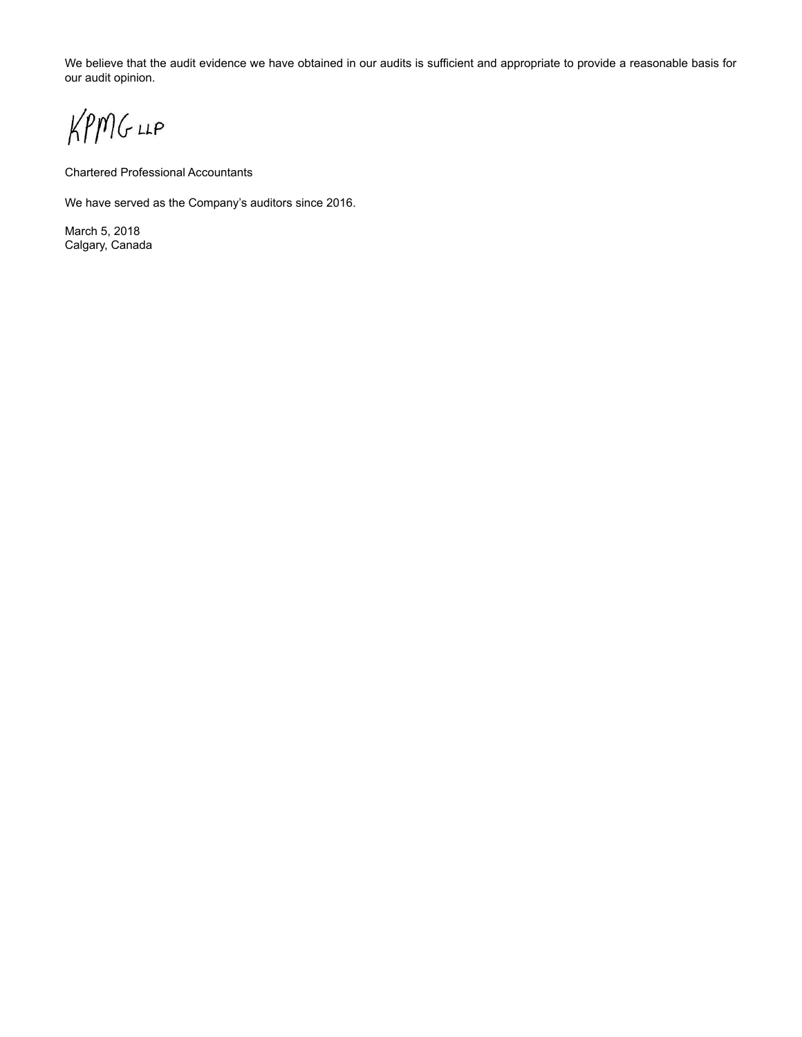We believe that the audit evidence we have obtained in our audits is sufficient and appropriate to provide a reasonable basis for our audit opinion.

KPMG LLP

Chartered Professional Accountants

We have served as the Company's auditors since 2016.

March 5, 2018
Calgary, Canada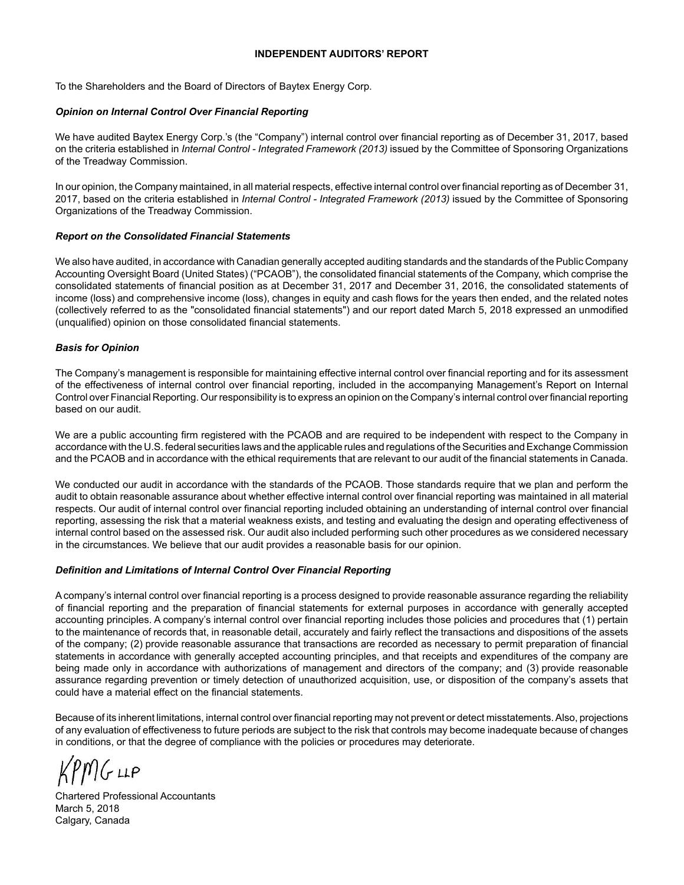## INDEPENDENT AUDITORS' REPORT

To the Shareholders and the Board of Directors of Baytex Energy Corp.

### *Opinion on Internal Control Over Financial Reporting*

We have audited Baytex Energy Corp.'s (the "Company") internal control over financial reporting as of December 31, 2017, based on the criteria established in *Internal Control - Integrated Framework (2013)* issued by the Committee of Sponsoring Organizations of the Treadway Commission.

In our opinion, the Company maintained, in all material respects, effective internal control over financial reporting as of December 31, 2017, based on the criteria established in *Internal Control - Integrated Framework (2013)* issued by the Committee of Sponsoring Organizations of the Treadway Commission.

### *Report on the Consolidated Financial Statements*

We also have audited, in accordance with Canadian generally accepted auditing standards and the standards of the Public Company Accounting Oversight Board (United States) ("PCAOB"), the consolidated financial statements of the Company, which comprise the consolidated statements of financial position as at December 31, 2017 and December 31, 2016, the consolidated statements of income (loss) and comprehensive income (loss), changes in equity and cash flows for the years then ended, and the related notes (collectively referred to as the "consolidated financial statements") and our report dated March 5, 2018 expressed an unmodified (unqualified) opinion on those consolidated financial statements.

### *Basis for Opinion*

The Company's management is responsible for maintaining effective internal control over financial reporting and for its assessment of the effectiveness of internal control over financial reporting, included in the accompanying Management's Report on Internal Control over Financial Reporting. Our responsibility is to express an opinion on the Company's internal control over financial reporting based on our audit.

We are a public accounting firm registered with the PCAOB and are required to be independent with respect to the Company in accordance with the U.S. federal securities laws and the applicable rules and regulations of the Securities and Exchange Commission and the PCAOB and in accordance with the ethical requirements that are relevant to our audit of the financial statements in Canada.

We conducted our audit in accordance with the standards of the PCAOB. Those standards require that we plan and perform the audit to obtain reasonable assurance about whether effective internal control over financial reporting was maintained in all material respects. Our audit of internal control over financial reporting included obtaining an understanding of internal control over financial reporting, assessing the risk that a material weakness exists, and testing and evaluating the design and operating effectiveness of internal control based on the assessed risk. Our audit also included performing such other procedures as we considered necessary in the circumstances. We believe that our audit provides a reasonable basis for our opinion.

### *Definition and Limitations of Internal Control Over Financial Reporting*

A company's internal control over financial reporting is a process designed to provide reasonable assurance regarding the reliability of financial reporting and the preparation of financial statements for external purposes in accordance with generally accepted accounting principles. A company's internal control over financial reporting includes those policies and procedures that (1) pertain to the maintenance of records that, in reasonable detail, accurately and fairly reflect the transactions and dispositions of the assets of the company; (2) provide reasonable assurance that transactions are recorded as necessary to permit preparation of financial statements in accordance with generally accepted accounting principles, and that receipts and expenditures of the company are being made only in accordance with authorizations of management and directors of the company; and (3) provide reasonable assurance regarding prevention or timely detection of unauthorized acquisition, use, or disposition of the company's assets that could have a material effect on the financial statements.

Because of its inherent limitations, internal control over financial reporting may not prevent or detect misstatements. Also, projections of any evaluation of effectiveness to future periods are subject to the risk that controls may become inadequate because of changes in conditions, or that the degree of compliance with the policies or procedures may deteriorate.

KPMG LLP

Chartered Professional Accountants
March 5, 2018
Calgary, Canada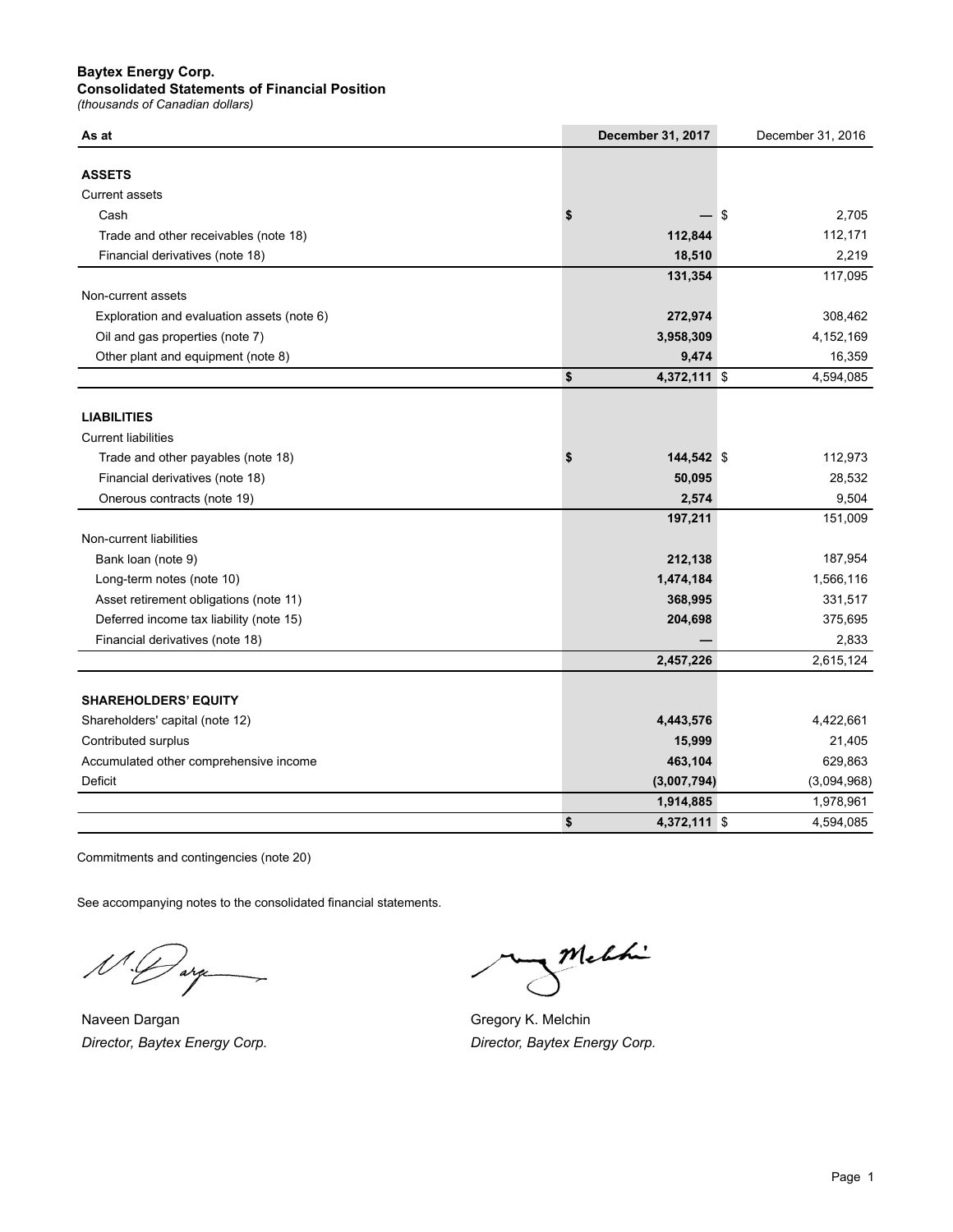**Baytex Energy Corp.**
**Consolidated Statements of Financial Position**
*(thousands of Canadian dollars)*

| As at | December 31, 2017 | December 31, 2016 |
|---|---|---|
| **ASSETS** | | |
| Current assets | | |
| Cash | $ — | $ 2,705 |
| Trade and other receivables (note 18) | 112,844 | 112,171 |
| Financial derivatives (note 18) | 18,510 | 2,219 |
| | 131,354 | 117,095 |
| Non-current assets | | |
| Exploration and evaluation assets (note 6) | 272,974 | 308,462 |
| Oil and gas properties (note 7) | 3,958,309 | 4,152,169 |
| Other plant and equipment (note 8) | 9,474 | 16,359 |
| | $ 4,372,111 | $ 4,594,085 |
| **LIABILITIES** | | |
| Current liabilities | | |
| Trade and other payables (note 18) | $ 144,542 | $ 112,973 |
| Financial derivatives (note 18) | 50,095 | 28,532 |
| Onerous contracts (note 19) | 2,574 | 9,504 |
| | 197,211 | 151,009 |
| Non-current liabilities | | |
| Bank loan (note 9) | 212,138 | 187,954 |
| Long-term notes (note 10) | 1,474,184 | 1,566,116 |
| Asset retirement obligations (note 11) | 368,995 | 331,517 |
| Deferred income tax liability (note 15) | 204,698 | 375,695 |
| Financial derivatives (note 18) | — | 2,833 |
| | 2,457,226 | 2,615,124 |
| **SHAREHOLDERS' EQUITY** | | |
| Shareholders' capital (note 12) | 4,443,576 | 4,422,661 |
| Contributed surplus | 15,999 | 21,405 |
| Accumulated other comprehensive income | 463,104 | 629,863 |
| Deficit | (3,007,794) | (3,094,968) |
| | 1,914,885 | 1,978,961 |
| | $ 4,372,111 | $ 4,594,085 |

Commitments and contingencies (note 20)

See accompanying notes to the consolidated financial statements.

Naveen Dargan
*Director, Baytex Energy Corp.*

Gregory K. Melchin
*Director, Baytex Energy Corp.*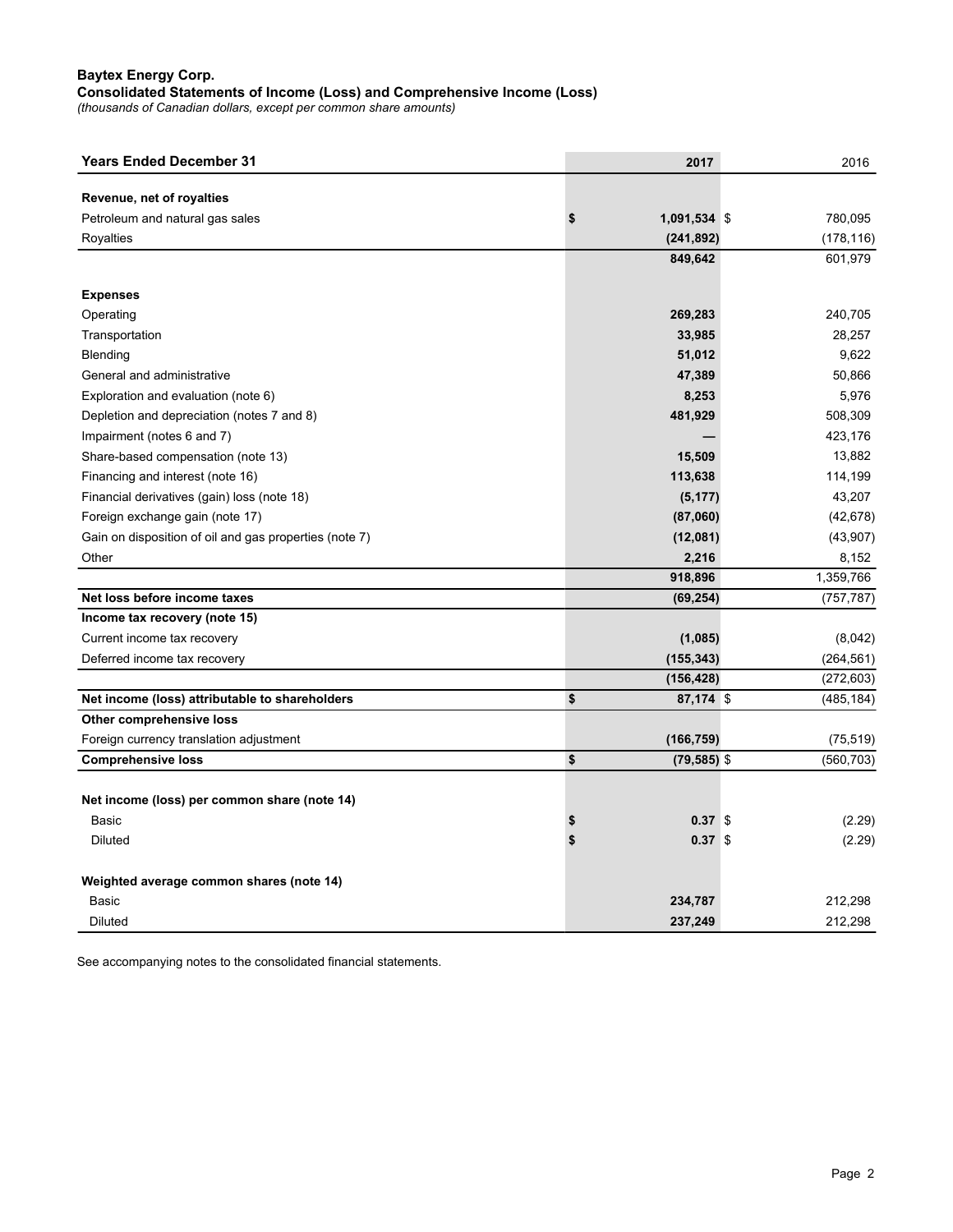**Baytex Energy Corp.**
**Consolidated Statements of Income (Loss) and Comprehensive Income (Loss)**
*(thousands of Canadian dollars, except per common share amounts)*

| Years Ended December 31 | 2017 | 2016 |
|---|---|---|
| **Revenue, net of royalties** | | |
| Petroleum and natural gas sales | **$ 1,091,534** | $ 780,095 |
| Royalties | **(241,892)** | (178,116) |
| | **849,642** | 601,979 |
| **Expenses** | | |
| Operating | **269,283** | 240,705 |
| Transportation | **33,985** | 28,257 |
| Blending | **51,012** | 9,622 |
| General and administrative | **47,389** | 50,866 |
| Exploration and evaluation (note 6) | **8,253** | 5,976 |
| Depletion and depreciation (notes 7 and 8) | **481,929** | 508,309 |
| Impairment (notes 6 and 7) | **—** | 423,176 |
| Share-based compensation (note 13) | **15,509** | 13,882 |
| Financing and interest (note 16) | **113,638** | 114,199 |
| Financial derivatives (gain) loss (note 18) | **(5,177)** | 43,207 |
| Foreign exchange gain (note 17) | **(87,060)** | (42,678) |
| Gain on disposition of oil and gas properties (note 7) | **(12,081)** | (43,907) |
| Other | **2,216** | 8,152 |
| | **918,896** | 1,359,766 |
| **Net loss before income taxes** | **(69,254)** | (757,787) |
| **Income tax recovery (note 15)** | | |
| Current income tax recovery | **(1,085)** | (8,042) |
| Deferred income tax recovery | **(155,343)** | (264,561) |
| | **(156,428)** | (272,603) |
| **Net income (loss) attributable to shareholders** | **$ 87,174** | $ (485,184) |
| **Other comprehensive loss** | | |
| Foreign currency translation adjustment | **(166,759)** | (75,519) |
| **Comprehensive loss** | **$ (79,585)** | $ (560,703) |
| | | |
| **Net income (loss) per common share (note 14)** | | |
| Basic | **$ 0.37** | $ (2.29) |
| Diluted | **$ 0.37** | $ (2.29) |
| | | |
| **Weighted average common shares (note 14)** | | |
| Basic | **234,787** | 212,298 |
| Diluted | **237,249** | 212,298 |

See accompanying notes to the consolidated financial statements.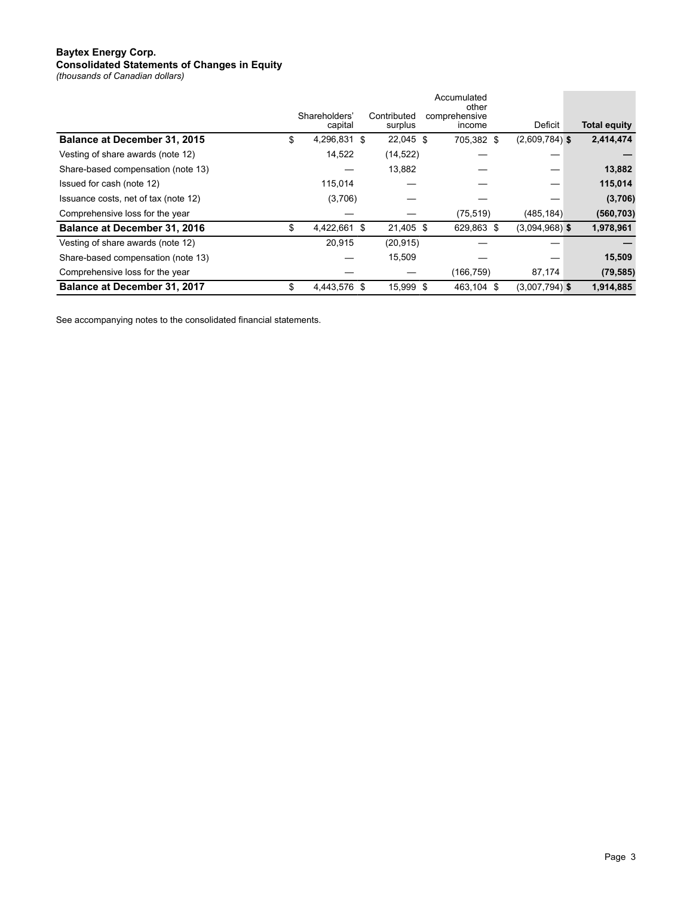**Baytex Energy Corp.**
**Consolidated Statements of Changes in Equity**
*(thousands of Canadian dollars)*

| | Shareholders' capital | Contributed surplus | Accumulated other comprehensive income | Deficit | Total equity |
|---|---|---|---|---|---|
| **Balance at December 31, 2015** | $ 4,296,831 | $ 22,045 | $ 705,382 | $ (2,609,784) | **$ 2,414,474** |
| Vesting of share awards (note 12) | 14,522 | (14,522) | — | — | **—** |
| Share-based compensation (note 13) | — | 13,882 | — | — | **13,882** |
| Issued for cash (note 12) | 115,014 | — | — | — | **115,014** |
| Issuance costs, net of tax (note 12) | (3,706) | — | — | — | **(3,706)** |
| Comprehensive loss for the year | — | — | (75,519) | (485,184) | **(560,703)** |
| **Balance at December 31, 2016** | $ 4,422,661 | $ 21,405 | $ 629,863 | $ (3,094,968) | **$ 1,978,961** |
| Vesting of share awards (note 12) | 20,915 | (20,915) | — | — | **—** |
| Share-based compensation (note 13) | — | 15,509 | — | — | **15,509** |
| Comprehensive loss for the year | — | — | (166,759) | 87,174 | **(79,585)** |
| **Balance at December 31, 2017** | $ 4,443,576 | $ 15,999 | $ 463,104 | $ (3,007,794) | **$ 1,914,885** |

See accompanying notes to the consolidated financial statements.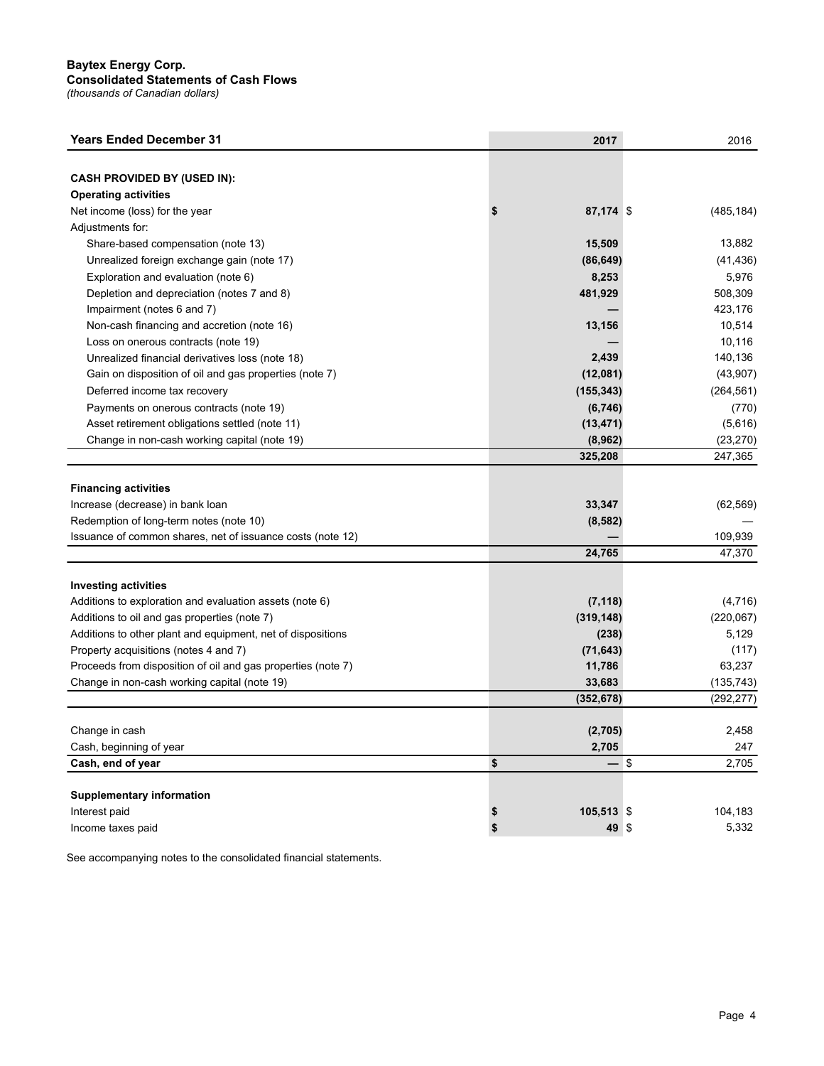**Baytex Energy Corp.**
**Consolidated Statements of Cash Flows**
*(thousands of Canadian dollars)*

| Years Ended December 31 | 2017 | 2016 |
|---|---|---|
| **CASH PROVIDED BY (USED IN):** | | |
| **Operating activities** | | |
| Net income (loss) for the year | $ 87,174 | $ (485,184) |
| Adjustments for: | | |
| Share-based compensation (note 13) | 15,509 | 13,882 |
| Unrealized foreign exchange gain (note 17) | (86,649) | (41,436) |
| Exploration and evaluation (note 6) | 8,253 | 5,976 |
| Depletion and depreciation (notes 7 and 8) | 481,929 | 508,309 |
| Impairment (notes 6 and 7) | — | 423,176 |
| Non-cash financing and accretion (note 16) | 13,156 | 10,514 |
| Loss on onerous contracts (note 19) | — | 10,116 |
| Unrealized financial derivatives loss (note 18) | 2,439 | 140,136 |
| Gain on disposition of oil and gas properties (note 7) | (12,081) | (43,907) |
| Deferred income tax recovery | (155,343) | (264,561) |
| Payments on onerous contracts (note 19) | (6,746) | (770) |
| Asset retirement obligations settled (note 11) | (13,471) | (5,616) |
| Change in non-cash working capital (note 19) | (8,962) | (23,270) |
| | 325,208 | 247,365 |
| **Financing activities** | | |
| Increase (decrease) in bank loan | 33,347 | (62,569) |
| Redemption of long-term notes (note 10) | (8,582) | — |
| Issuance of common shares, net of issuance costs (note 12) | — | 109,939 |
| | 24,765 | 47,370 |
| **Investing activities** | | |
| Additions to exploration and evaluation assets (note 6) | (7,118) | (4,716) |
| Additions to oil and gas properties (note 7) | (319,148) | (220,067) |
| Additions to other plant and equipment, net of dispositions | (238) | 5,129 |
| Property acquisitions (notes 4 and 7) | (71,643) | (117) |
| Proceeds from disposition of oil and gas properties (note 7) | 11,786 | 63,237 |
| Change in non-cash working capital (note 19) | 33,683 | (135,743) |
| | (352,678) | (292,277) |
| Change in cash | (2,705) | 2,458 |
| Cash, beginning of year | 2,705 | 247 |
| **Cash, end of year** | $ — | $ 2,705 |
| **Supplementary information** | | |
| Interest paid | $ 105,513 | $ 104,183 |
| Income taxes paid | $ 49 | $ 5,332 |

See accompanying notes to the consolidated financial statements.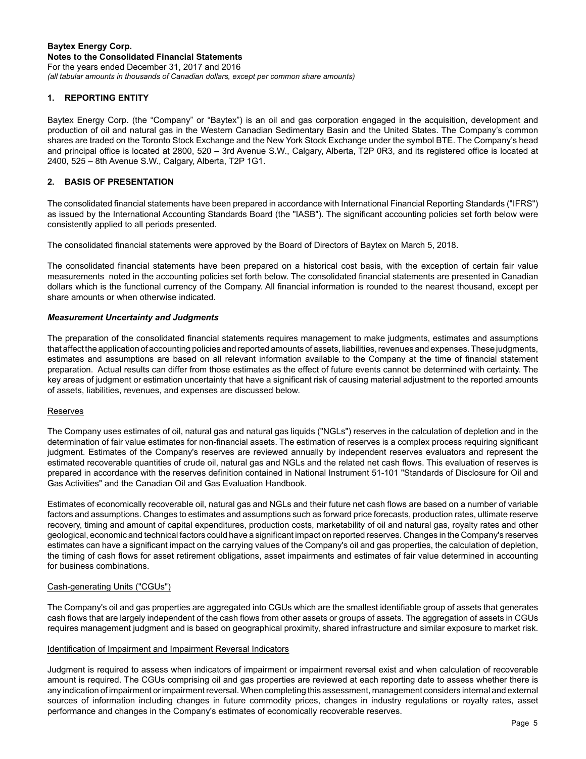**Baytex Energy Corp.**
**Notes to the Consolidated Financial Statements**
For the years ended December 31, 2017 and 2016
*(all tabular amounts in thousands of Canadian dollars, except per common share amounts)*

## 1. REPORTING ENTITY

Baytex Energy Corp. (the "Company" or "Baytex") is an oil and gas corporation engaged in the acquisition, development and production of oil and natural gas in the Western Canadian Sedimentary Basin and the United States. The Company's common shares are traded on the Toronto Stock Exchange and the New York Stock Exchange under the symbol BTE. The Company's head and principal office is located at 2800, 520 – 3rd Avenue S.W., Calgary, Alberta, T2P 0R3, and its registered office is located at 2400, 525 – 8th Avenue S.W., Calgary, Alberta, T2P 1G1.

## 2. BASIS OF PRESENTATION

The consolidated financial statements have been prepared in accordance with International Financial Reporting Standards ("IFRS") as issued by the International Accounting Standards Board (the "IASB"). The significant accounting policies set forth below were consistently applied to all periods presented.

The consolidated financial statements were approved by the Board of Directors of Baytex on March 5, 2018.

The consolidated financial statements have been prepared on a historical cost basis, with the exception of certain fair value measurements noted in the accounting policies set forth below. The consolidated financial statements are presented in Canadian dollars which is the functional currency of the Company. All financial information is rounded to the nearest thousand, except per share amounts or when otherwise indicated.

### *Measurement Uncertainty and Judgments*

The preparation of the consolidated financial statements requires management to make judgments, estimates and assumptions that affect the application of accounting policies and reported amounts of assets, liabilities, revenues and expenses. These judgments, estimates and assumptions are based on all relevant information available to the Company at the time of financial statement preparation. Actual results can differ from those estimates as the effect of future events cannot be determined with certainty. The key areas of judgment or estimation uncertainty that have a significant risk of causing material adjustment to the reported amounts of assets, liabilities, revenues, and expenses are discussed below.

Reserves

The Company uses estimates of oil, natural gas and natural gas liquids ("NGLs") reserves in the calculation of depletion and in the determination of fair value estimates for non-financial assets. The estimation of reserves is a complex process requiring significant judgment. Estimates of the Company's reserves are reviewed annually by independent reserves evaluators and represent the estimated recoverable quantities of crude oil, natural gas and NGLs and the related net cash flows. This evaluation of reserves is prepared in accordance with the reserves definition contained in National Instrument 51-101 "Standards of Disclosure for Oil and Gas Activities" and the Canadian Oil and Gas Evaluation Handbook.

Estimates of economically recoverable oil, natural gas and NGLs and their future net cash flows are based on a number of variable factors and assumptions. Changes to estimates and assumptions such as forward price forecasts, production rates, ultimate reserve recovery, timing and amount of capital expenditures, production costs, marketability of oil and natural gas, royalty rates and other geological, economic and technical factors could have a significant impact on reported reserves. Changes in the Company's reserves estimates can have a significant impact on the carrying values of the Company's oil and gas properties, the calculation of depletion, the timing of cash flows for asset retirement obligations, asset impairments and estimates of fair value determined in accounting for business combinations.

Cash-generating Units ("CGUs")

The Company's oil and gas properties are aggregated into CGUs which are the smallest identifiable group of assets that generates cash flows that are largely independent of the cash flows from other assets or groups of assets. The aggregation of assets in CGUs requires management judgment and is based on geographical proximity, shared infrastructure and similar exposure to market risk.

Identification of Impairment and Impairment Reversal Indicators

Judgment is required to assess when indicators of impairment or impairment reversal exist and when calculation of recoverable amount is required. The CGUs comprising oil and gas properties are reviewed at each reporting date to assess whether there is any indication of impairment or impairment reversal. When completing this assessment, management considers internal and external sources of information including changes in future commodity prices, changes in industry regulations or royalty rates, asset performance and changes in the Company's estimates of economically recoverable reserves.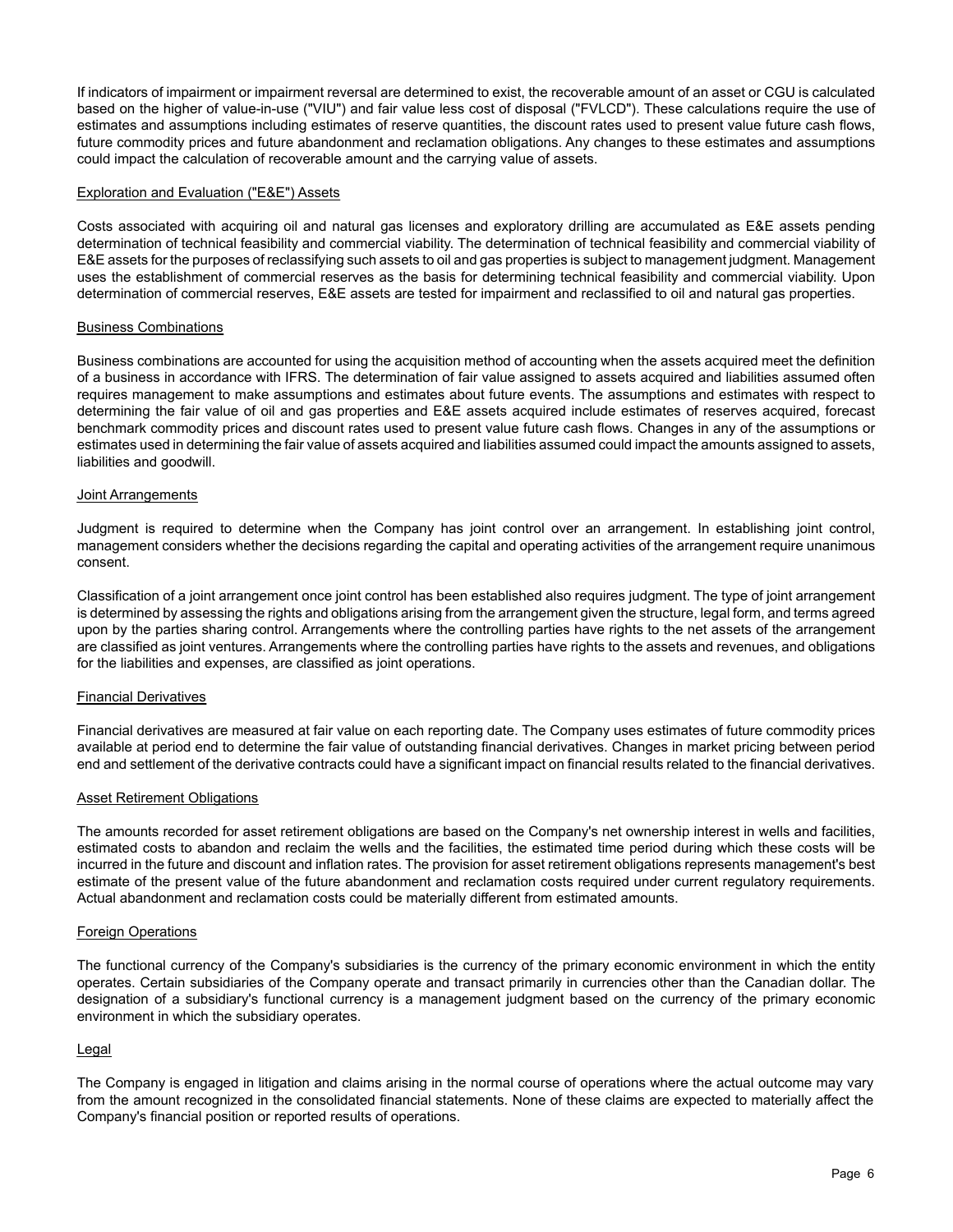If indicators of impairment or impairment reversal are determined to exist, the recoverable amount of an asset or CGU is calculated based on the higher of value-in-use ("VIU") and fair value less cost of disposal ("FVLCD"). These calculations require the use of estimates and assumptions including estimates of reserve quantities, the discount rates used to present value future cash flows, future commodity prices and future abandonment and reclamation obligations. Any changes to these estimates and assumptions could impact the calculation of recoverable amount and the carrying value of assets.

### Exploration and Evaluation ("E&E") Assets

Costs associated with acquiring oil and natural gas licenses and exploratory drilling are accumulated as E&E assets pending determination of technical feasibility and commercial viability. The determination of technical feasibility and commercial viability of E&E assets for the purposes of reclassifying such assets to oil and gas properties is subject to management judgment. Management uses the establishment of commercial reserves as the basis for determining technical feasibility and commercial viability. Upon determination of commercial reserves, E&E assets are tested for impairment and reclassified to oil and natural gas properties.

### Business Combinations

Business combinations are accounted for using the acquisition method of accounting when the assets acquired meet the definition of a business in accordance with IFRS. The determination of fair value assigned to assets acquired and liabilities assumed often requires management to make assumptions and estimates about future events. The assumptions and estimates with respect to determining the fair value of oil and gas properties and E&E assets acquired include estimates of reserves acquired, forecast benchmark commodity prices and discount rates used to present value future cash flows. Changes in any of the assumptions or estimates used in determining the fair value of assets acquired and liabilities assumed could impact the amounts assigned to assets, liabilities and goodwill.

### Joint Arrangements

Judgment is required to determine when the Company has joint control over an arrangement. In establishing joint control, management considers whether the decisions regarding the capital and operating activities of the arrangement require unanimous consent.

Classification of a joint arrangement once joint control has been established also requires judgment. The type of joint arrangement is determined by assessing the rights and obligations arising from the arrangement given the structure, legal form, and terms agreed upon by the parties sharing control. Arrangements where the controlling parties have rights to the net assets of the arrangement are classified as joint ventures. Arrangements where the controlling parties have rights to the assets and revenues, and obligations for the liabilities and expenses, are classified as joint operations.

### Financial Derivatives

Financial derivatives are measured at fair value on each reporting date. The Company uses estimates of future commodity prices available at period end to determine the fair value of outstanding financial derivatives. Changes in market pricing between period end and settlement of the derivative contracts could have a significant impact on financial results related to the financial derivatives.

### Asset Retirement Obligations

The amounts recorded for asset retirement obligations are based on the Company's net ownership interest in wells and facilities, estimated costs to abandon and reclaim the wells and the facilities, the estimated time period during which these costs will be incurred in the future and discount and inflation rates. The provision for asset retirement obligations represents management's best estimate of the present value of the future abandonment and reclamation costs required under current regulatory requirements. Actual abandonment and reclamation costs could be materially different from estimated amounts.

### Foreign Operations

The functional currency of the Company's subsidiaries is the currency of the primary economic environment in which the entity operates. Certain subsidiaries of the Company operate and transact primarily in currencies other than the Canadian dollar. The designation of a subsidiary's functional currency is a management judgment based on the currency of the primary economic environment in which the subsidiary operates.

### Legal

The Company is engaged in litigation and claims arising in the normal course of operations where the actual outcome may vary from the amount recognized in the consolidated financial statements. None of these claims are expected to materially affect the Company's financial position or reported results of operations.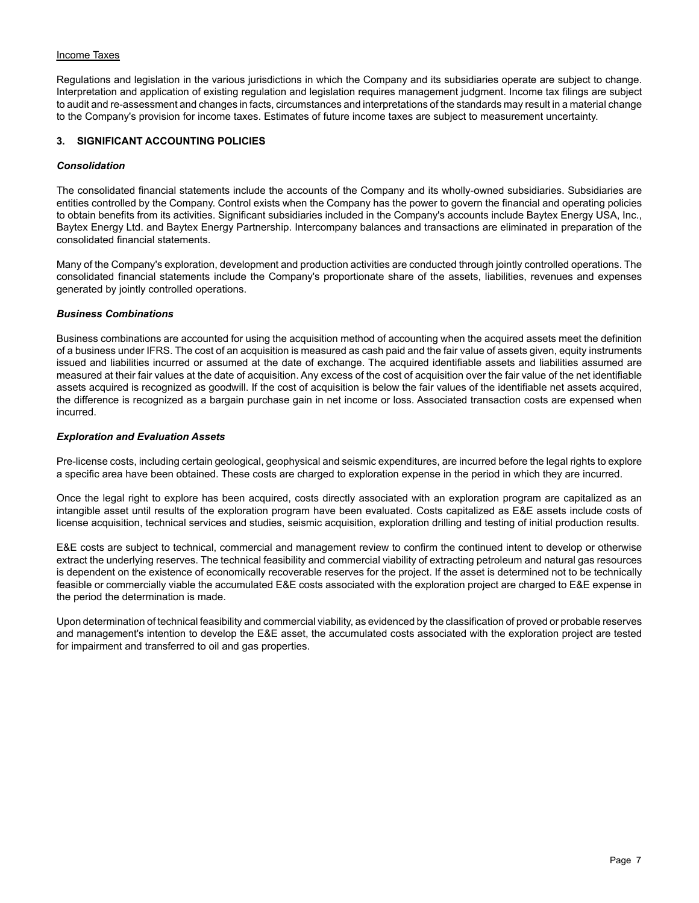Income Taxes

Regulations and legislation in the various jurisdictions in which the Company and its subsidiaries operate are subject to change. Interpretation and application of existing regulation and legislation requires management judgment. Income tax filings are subject to audit and re-assessment and changes in facts, circumstances and interpretations of the standards may result in a material change to the Company's provision for income taxes. Estimates of future income taxes are subject to measurement uncertainty.

## 3. SIGNIFICANT ACCOUNTING POLICIES

***Consolidation***

The consolidated financial statements include the accounts of the Company and its wholly-owned subsidiaries. Subsidiaries are entities controlled by the Company. Control exists when the Company has the power to govern the financial and operating policies to obtain benefits from its activities. Significant subsidiaries included in the Company's accounts include Baytex Energy USA, Inc., Baytex Energy Ltd. and Baytex Energy Partnership. Intercompany balances and transactions are eliminated in preparation of the consolidated financial statements.

Many of the Company's exploration, development and production activities are conducted through jointly controlled operations. The consolidated financial statements include the Company's proportionate share of the assets, liabilities, revenues and expenses generated by jointly controlled operations.

***Business Combinations***

Business combinations are accounted for using the acquisition method of accounting when the acquired assets meet the definition of a business under IFRS. The cost of an acquisition is measured as cash paid and the fair value of assets given, equity instruments issued and liabilities incurred or assumed at the date of exchange. The acquired identifiable assets and liabilities assumed are measured at their fair values at the date of acquisition. Any excess of the cost of acquisition over the fair value of the net identifiable assets acquired is recognized as goodwill. If the cost of acquisition is below the fair values of the identifiable net assets acquired, the difference is recognized as a bargain purchase gain in net income or loss. Associated transaction costs are expensed when incurred.

***Exploration and Evaluation Assets***

Pre-license costs, including certain geological, geophysical and seismic expenditures, are incurred before the legal rights to explore a specific area have been obtained. These costs are charged to exploration expense in the period in which they are incurred.

Once the legal right to explore has been acquired, costs directly associated with an exploration program are capitalized as an intangible asset until results of the exploration program have been evaluated. Costs capitalized as E&E assets include costs of license acquisition, technical services and studies, seismic acquisition, exploration drilling and testing of initial production results.

E&E costs are subject to technical, commercial and management review to confirm the continued intent to develop or otherwise extract the underlying reserves. The technical feasibility and commercial viability of extracting petroleum and natural gas resources is dependent on the existence of economically recoverable reserves for the project. If the asset is determined not to be technically feasible or commercially viable the accumulated E&E costs associated with the exploration project are charged to E&E expense in the period the determination is made.

Upon determination of technical feasibility and commercial viability, as evidenced by the classification of proved or probable reserves and management's intention to develop the E&E asset, the accumulated costs associated with the exploration project are tested for impairment and transferred to oil and gas properties.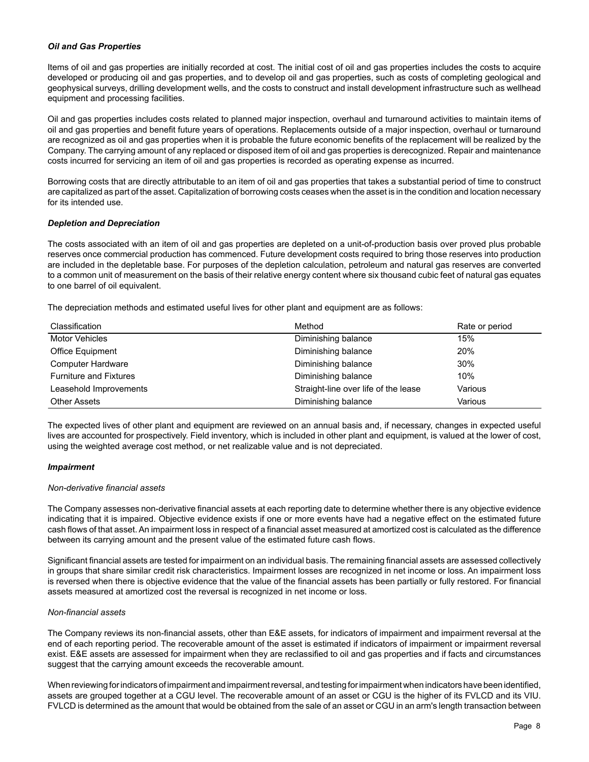***Oil and Gas Properties***

Items of oil and gas properties are initially recorded at cost. The initial cost of oil and gas properties includes the costs to acquire developed or producing oil and gas properties, and to develop oil and gas properties, such as costs of completing geological and geophysical surveys, drilling development wells, and the costs to construct and install development infrastructure such as wellhead equipment and processing facilities.

Oil and gas properties includes costs related to planned major inspection, overhaul and turnaround activities to maintain items of oil and gas properties and benefit future years of operations. Replacements outside of a major inspection, overhaul or turnaround are recognized as oil and gas properties when it is probable the future economic benefits of the replacement will be realized by the Company. The carrying amount of any replaced or disposed item of oil and gas properties is derecognized. Repair and maintenance costs incurred for servicing an item of oil and gas properties is recorded as operating expense as incurred.

Borrowing costs that are directly attributable to an item of oil and gas properties that takes a substantial period of time to construct are capitalized as part of the asset. Capitalization of borrowing costs ceases when the asset is in the condition and location necessary for its intended use.

***Depletion and Depreciation***

The costs associated with an item of oil and gas properties are depleted on a unit-of-production basis over proved plus probable reserves once commercial production has commenced. Future development costs required to bring those reserves into production are included in the depletable base. For purposes of the depletion calculation, petroleum and natural gas reserves are converted to a common unit of measurement on the basis of their relative energy content where six thousand cubic feet of natural gas equates to one barrel of oil equivalent.

The depreciation methods and estimated useful lives for other plant and equipment are as follows:

| Classification | Method | Rate or period |
|---|---|---|
| Motor Vehicles | Diminishing balance | 15% |
| Office Equipment | Diminishing balance | 20% |
| Computer Hardware | Diminishing balance | 30% |
| Furniture and Fixtures | Diminishing balance | 10% |
| Leasehold Improvements | Straight-line over life of the lease | Various |
| Other Assets | Diminishing balance | Various |

The expected lives of other plant and equipment are reviewed on an annual basis and, if necessary, changes in expected useful lives are accounted for prospectively. Field inventory, which is included in other plant and equipment, is valued at the lower of cost, using the weighted average cost method, or net realizable value and is not depreciated.

***Impairment***

*Non-derivative financial assets*

The Company assesses non-derivative financial assets at each reporting date to determine whether there is any objective evidence indicating that it is impaired. Objective evidence exists if one or more events have had a negative effect on the estimated future cash flows of that asset. An impairment loss in respect of a financial asset measured at amortized cost is calculated as the difference between its carrying amount and the present value of the estimated future cash flows.

Significant financial assets are tested for impairment on an individual basis. The remaining financial assets are assessed collectively in groups that share similar credit risk characteristics. Impairment losses are recognized in net income or loss. An impairment loss is reversed when there is objective evidence that the value of the financial assets has been partially or fully restored. For financial assets measured at amortized cost the reversal is recognized in net income or loss.

*Non-financial assets*

The Company reviews its non-financial assets, other than E&E assets, for indicators of impairment and impairment reversal at the end of each reporting period. The recoverable amount of the asset is estimated if indicators of impairment or impairment reversal exist. E&E assets are assessed for impairment when they are reclassified to oil and gas properties and if facts and circumstances suggest that the carrying amount exceeds the recoverable amount.

When reviewing for indicators of impairment and impairment reversal, and testing for impairment when indicators have been identified, assets are grouped together at a CGU level. The recoverable amount of an asset or CGU is the higher of its FVLCD and its VIU. FVLCD is determined as the amount that would be obtained from the sale of an asset or CGU in an arm's length transaction between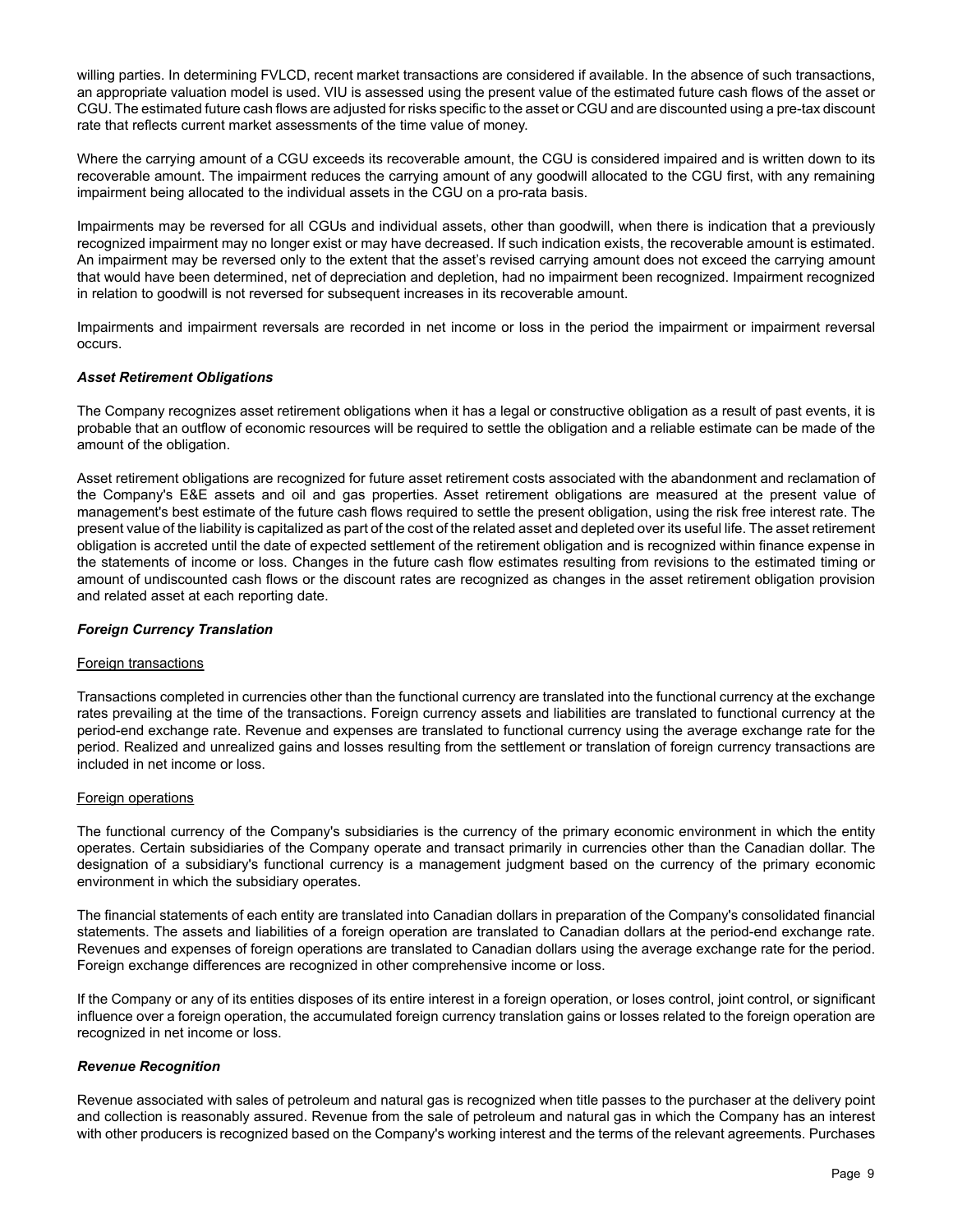willing parties. In determining FVLCD, recent market transactions are considered if available. In the absence of such transactions, an appropriate valuation model is used. VIU is assessed using the present value of the estimated future cash flows of the asset or CGU. The estimated future cash flows are adjusted for risks specific to the asset or CGU and are discounted using a pre-tax discount rate that reflects current market assessments of the time value of money.

Where the carrying amount of a CGU exceeds its recoverable amount, the CGU is considered impaired and is written down to its recoverable amount. The impairment reduces the carrying amount of any goodwill allocated to the CGU first, with any remaining impairment being allocated to the individual assets in the CGU on a pro-rata basis.

Impairments may be reversed for all CGUs and individual assets, other than goodwill, when there is indication that a previously recognized impairment may no longer exist or may have decreased. If such indication exists, the recoverable amount is estimated. An impairment may be reversed only to the extent that the asset's revised carrying amount does not exceed the carrying amount that would have been determined, net of depreciation and depletion, had no impairment been recognized. Impairment recognized in relation to goodwill is not reversed for subsequent increases in its recoverable amount.

Impairments and impairment reversals are recorded in net income or loss in the period the impairment or impairment reversal occurs.

***Asset Retirement Obligations***

The Company recognizes asset retirement obligations when it has a legal or constructive obligation as a result of past events, it is probable that an outflow of economic resources will be required to settle the obligation and a reliable estimate can be made of the amount of the obligation.

Asset retirement obligations are recognized for future asset retirement costs associated with the abandonment and reclamation of the Company's E&E assets and oil and gas properties. Asset retirement obligations are measured at the present value of management's best estimate of the future cash flows required to settle the present obligation, using the risk free interest rate. The present value of the liability is capitalized as part of the cost of the related asset and depleted over its useful life. The asset retirement obligation is accreted until the date of expected settlement of the retirement obligation and is recognized within finance expense in the statements of income or loss. Changes in the future cash flow estimates resulting from revisions to the estimated timing or amount of undiscounted cash flows or the discount rates are recognized as changes in the asset retirement obligation provision and related asset at each reporting date.

***Foreign Currency Translation***

Foreign transactions

Transactions completed in currencies other than the functional currency are translated into the functional currency at the exchange rates prevailing at the time of the transactions. Foreign currency assets and liabilities are translated to functional currency at the period-end exchange rate. Revenue and expenses are translated to functional currency using the average exchange rate for the period. Realized and unrealized gains and losses resulting from the settlement or translation of foreign currency transactions are included in net income or loss.

Foreign operations

The functional currency of the Company's subsidiaries is the currency of the primary economic environment in which the entity operates. Certain subsidiaries of the Company operate and transact primarily in currencies other than the Canadian dollar. The designation of a subsidiary's functional currency is a management judgment based on the currency of the primary economic environment in which the subsidiary operates.

The financial statements of each entity are translated into Canadian dollars in preparation of the Company's consolidated financial statements. The assets and liabilities of a foreign operation are translated to Canadian dollars at the period-end exchange rate. Revenues and expenses of foreign operations are translated to Canadian dollars using the average exchange rate for the period. Foreign exchange differences are recognized in other comprehensive income or loss.

If the Company or any of its entities disposes of its entire interest in a foreign operation, or loses control, joint control, or significant influence over a foreign operation, the accumulated foreign currency translation gains or losses related to the foreign operation are recognized in net income or loss.

***Revenue Recognition***

Revenue associated with sales of petroleum and natural gas is recognized when title passes to the purchaser at the delivery point and collection is reasonably assured. Revenue from the sale of petroleum and natural gas in which the Company has an interest with other producers is recognized based on the Company's working interest and the terms of the relevant agreements. Purchases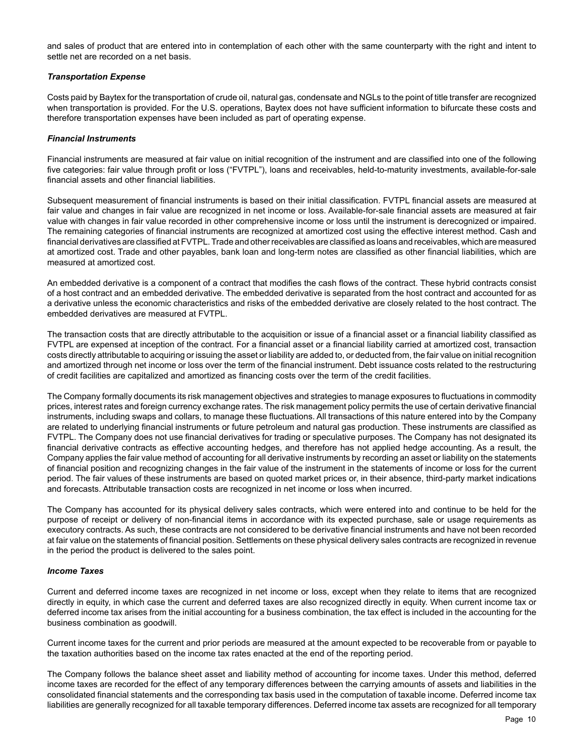and sales of product that are entered into in contemplation of each other with the same counterparty with the right and intent to settle net are recorded on a net basis.

***Transportation Expense***

Costs paid by Baytex for the transportation of crude oil, natural gas, condensate and NGLs to the point of title transfer are recognized when transportation is provided. For the U.S. operations, Baytex does not have sufficient information to bifurcate these costs and therefore transportation expenses have been included as part of operating expense.

***Financial Instruments***

Financial instruments are measured at fair value on initial recognition of the instrument and are classified into one of the following five categories: fair value through profit or loss ("FVTPL"), loans and receivables, held-to-maturity investments, available-for-sale financial assets and other financial liabilities.

Subsequent measurement of financial instruments is based on their initial classification. FVTPL financial assets are measured at fair value and changes in fair value are recognized in net income or loss. Available-for-sale financial assets are measured at fair value with changes in fair value recorded in other comprehensive income or loss until the instrument is derecognized or impaired. The remaining categories of financial instruments are recognized at amortized cost using the effective interest method. Cash and financial derivatives are classified at FVTPL. Trade and other receivables are classified as loans and receivables, which are measured at amortized cost. Trade and other payables, bank loan and long-term notes are classified as other financial liabilities, which are measured at amortized cost.

An embedded derivative is a component of a contract that modifies the cash flows of the contract. These hybrid contracts consist of a host contract and an embedded derivative. The embedded derivative is separated from the host contract and accounted for as a derivative unless the economic characteristics and risks of the embedded derivative are closely related to the host contract. The embedded derivatives are measured at FVTPL.

The transaction costs that are directly attributable to the acquisition or issue of a financial asset or a financial liability classified as FVTPL are expensed at inception of the contract. For a financial asset or a financial liability carried at amortized cost, transaction costs directly attributable to acquiring or issuing the asset or liability are added to, or deducted from, the fair value on initial recognition and amortized through net income or loss over the term of the financial instrument. Debt issuance costs related to the restructuring of credit facilities are capitalized and amortized as financing costs over the term of the credit facilities.

The Company formally documents its risk management objectives and strategies to manage exposures to fluctuations in commodity prices, interest rates and foreign currency exchange rates. The risk management policy permits the use of certain derivative financial instruments, including swaps and collars, to manage these fluctuations. All transactions of this nature entered into by the Company are related to underlying financial instruments or future petroleum and natural gas production. These instruments are classified as FVTPL. The Company does not use financial derivatives for trading or speculative purposes. The Company has not designated its financial derivative contracts as effective accounting hedges, and therefore has not applied hedge accounting. As a result, the Company applies the fair value method of accounting for all derivative instruments by recording an asset or liability on the statements of financial position and recognizing changes in the fair value of the instrument in the statements of income or loss for the current period. The fair values of these instruments are based on quoted market prices or, in their absence, third-party market indications and forecasts. Attributable transaction costs are recognized in net income or loss when incurred.

The Company has accounted for its physical delivery sales contracts, which were entered into and continue to be held for the purpose of receipt or delivery of non-financial items in accordance with its expected purchase, sale or usage requirements as executory contracts. As such, these contracts are not considered to be derivative financial instruments and have not been recorded at fair value on the statements of financial position. Settlements on these physical delivery sales contracts are recognized in revenue in the period the product is delivered to the sales point.

***Income Taxes***

Current and deferred income taxes are recognized in net income or loss, except when they relate to items that are recognized directly in equity, in which case the current and deferred taxes are also recognized directly in equity. When current income tax or deferred income tax arises from the initial accounting for a business combination, the tax effect is included in the accounting for the business combination as goodwill.

Current income taxes for the current and prior periods are measured at the amount expected to be recoverable from or payable to the taxation authorities based on the income tax rates enacted at the end of the reporting period.

The Company follows the balance sheet asset and liability method of accounting for income taxes. Under this method, deferred income taxes are recorded for the effect of any temporary differences between the carrying amounts of assets and liabilities in the consolidated financial statements and the corresponding tax basis used in the computation of taxable income. Deferred income tax liabilities are generally recognized for all taxable temporary differences. Deferred income tax assets are recognized for all temporary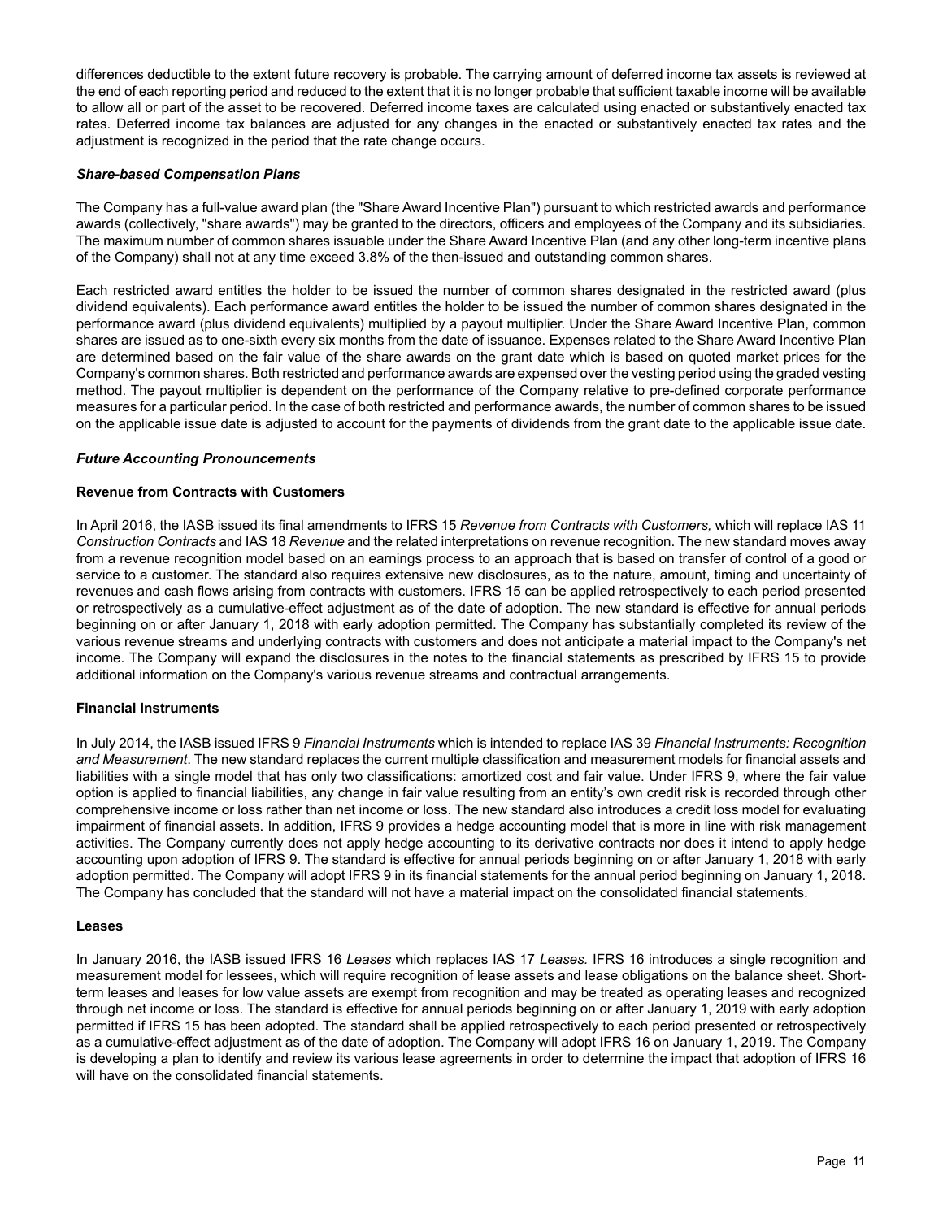differences deductible to the extent future recovery is probable. The carrying amount of deferred income tax assets is reviewed at the end of each reporting period and reduced to the extent that it is no longer probable that sufficient taxable income will be available to allow all or part of the asset to be recovered. Deferred income taxes are calculated using enacted or substantively enacted tax rates. Deferred income tax balances are adjusted for any changes in the enacted or substantively enacted tax rates and the adjustment is recognized in the period that the rate change occurs.

***Share-based Compensation Plans***

The Company has a full-value award plan (the "Share Award Incentive Plan") pursuant to which restricted awards and performance awards (collectively, "share awards") may be granted to the directors, officers and employees of the Company and its subsidiaries. The maximum number of common shares issuable under the Share Award Incentive Plan (and any other long-term incentive plans of the Company) shall not at any time exceed 3.8% of the then-issued and outstanding common shares.

Each restricted award entitles the holder to be issued the number of common shares designated in the restricted award (plus dividend equivalents). Each performance award entitles the holder to be issued the number of common shares designated in the performance award (plus dividend equivalents) multiplied by a payout multiplier. Under the Share Award Incentive Plan, common shares are issued as to one-sixth every six months from the date of issuance. Expenses related to the Share Award Incentive Plan are determined based on the fair value of the share awards on the grant date which is based on quoted market prices for the Company's common shares. Both restricted and performance awards are expensed over the vesting period using the graded vesting method. The payout multiplier is dependent on the performance of the Company relative to pre-defined corporate performance measures for a particular period. In the case of both restricted and performance awards, the number of common shares to be issued on the applicable issue date is adjusted to account for the payments of dividends from the grant date to the applicable issue date.

***Future Accounting Pronouncements***

**Revenue from Contracts with Customers**

In April 2016, the IASB issued its final amendments to IFRS 15 *Revenue from Contracts with Customers,* which will replace IAS 11 *Construction Contracts* and IAS 18 *Revenue* and the related interpretations on revenue recognition. The new standard moves away from a revenue recognition model based on an earnings process to an approach that is based on transfer of control of a good or service to a customer. The standard also requires extensive new disclosures, as to the nature, amount, timing and uncertainty of revenues and cash flows arising from contracts with customers. IFRS 15 can be applied retrospectively to each period presented or retrospectively as a cumulative-effect adjustment as of the date of adoption. The new standard is effective for annual periods beginning on or after January 1, 2018 with early adoption permitted. The Company has substantially completed its review of the various revenue streams and underlying contracts with customers and does not anticipate a material impact to the Company's net income. The Company will expand the disclosures in the notes to the financial statements as prescribed by IFRS 15 to provide additional information on the Company's various revenue streams and contractual arrangements.

**Financial Instruments**

In July 2014, the IASB issued IFRS 9 *Financial Instruments* which is intended to replace IAS 39 *Financial Instruments: Recognition and Measurement*. The new standard replaces the current multiple classification and measurement models for financial assets and liabilities with a single model that has only two classifications: amortized cost and fair value. Under IFRS 9, where the fair value option is applied to financial liabilities, any change in fair value resulting from an entity's own credit risk is recorded through other comprehensive income or loss rather than net income or loss. The new standard also introduces a credit loss model for evaluating impairment of financial assets. In addition, IFRS 9 provides a hedge accounting model that is more in line with risk management activities. The Company currently does not apply hedge accounting to its derivative contracts nor does it intend to apply hedge accounting upon adoption of IFRS 9. The standard is effective for annual periods beginning on or after January 1, 2018 with early adoption permitted. The Company will adopt IFRS 9 in its financial statements for the annual period beginning on January 1, 2018. The Company has concluded that the standard will not have a material impact on the consolidated financial statements.

**Leases**

In January 2016, the IASB issued IFRS 16 *Leases* which replaces IAS 17 *Leases.* IFRS 16 introduces a single recognition and measurement model for lessees, which will require recognition of lease assets and lease obligations on the balance sheet. Short-term leases and leases for low value assets are exempt from recognition and may be treated as operating leases and recognized through net income or loss. The standard is effective for annual periods beginning on or after January 1, 2019 with early adoption permitted if IFRS 15 has been adopted. The standard shall be applied retrospectively to each period presented or retrospectively as a cumulative-effect adjustment as of the date of adoption. The Company will adopt IFRS 16 on January 1, 2019. The Company is developing a plan to identify and review its various lease agreements in order to determine the impact that adoption of IFRS 16 will have on the consolidated financial statements.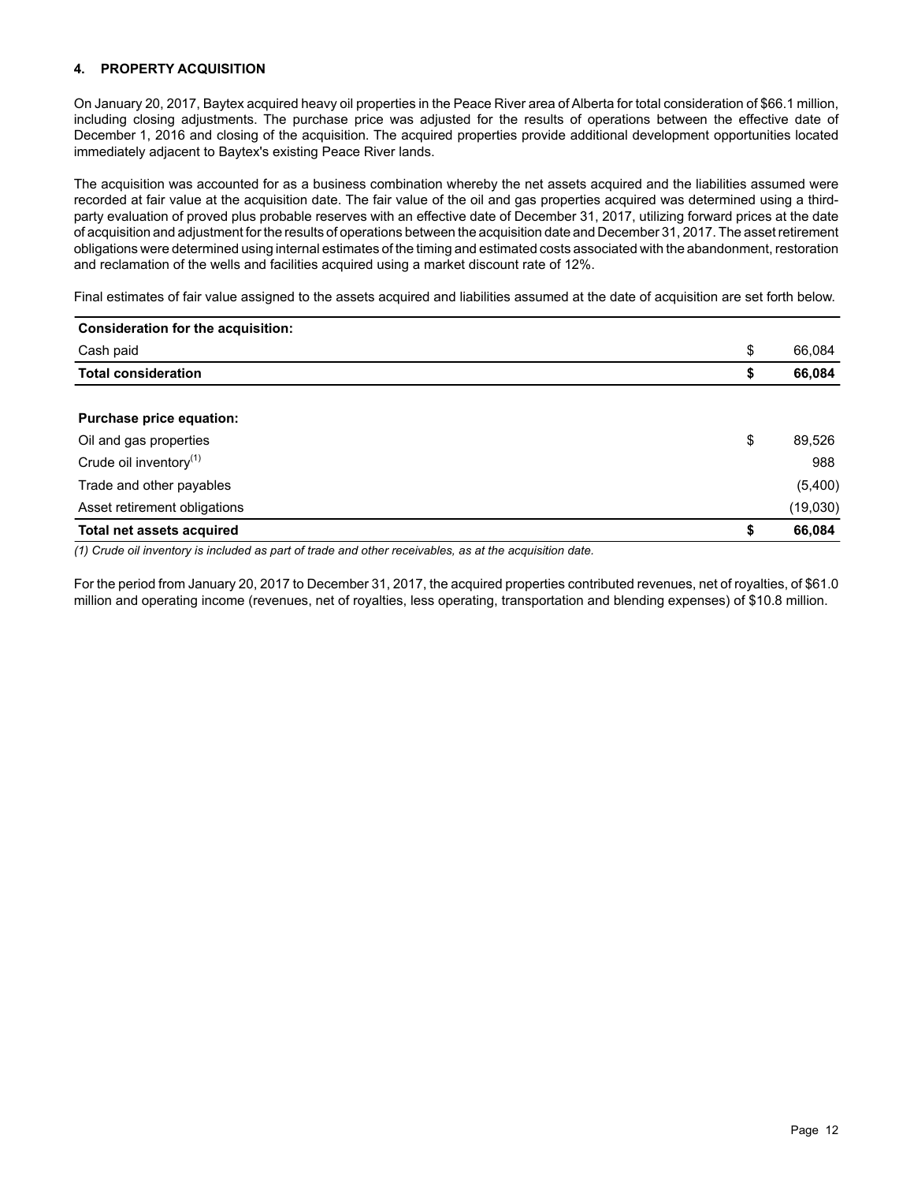## 4. PROPERTY ACQUISITION

On January 20, 2017, Baytex acquired heavy oil properties in the Peace River area of Alberta for total consideration of $66.1 million, including closing adjustments. The purchase price was adjusted for the results of operations between the effective date of December 1, 2016 and closing of the acquisition. The acquired properties provide additional development opportunities located immediately adjacent to Baytex's existing Peace River lands.

The acquisition was accounted for as a business combination whereby the net assets acquired and the liabilities assumed were recorded at fair value at the acquisition date. The fair value of the oil and gas properties acquired was determined using a third-party evaluation of proved plus probable reserves with an effective date of December 31, 2017, utilizing forward prices at the date of acquisition and adjustment for the results of operations between the acquisition date and December 31, 2017. The asset retirement obligations were determined using internal estimates of the timing and estimated costs associated with the abandonment, restoration and reclamation of the wells and facilities acquired using a market discount rate of 12%.

Final estimates of fair value assigned to the assets acquired and liabilities assumed at the date of acquisition are set forth below.

| **Consideration for the acquisition:** | | |
|---|---|---|
| Cash paid | $ | 66,084 |
| **Total consideration** | **$** | **66,084** |
| | | |
| **Purchase price equation:** | | |
| Oil and gas properties | $ | 89,526 |
| Crude oil inventory[(1)] | | 988 |
| Trade and other payables | | (5,400) |
| Asset retirement obligations | | (19,030) |
| **Total net assets acquired** | **$** | **66,084** |

*(1) Crude oil inventory is included as part of trade and other receivables, as at the acquisition date.*

For the period from January 20, 2017 to December 31, 2017, the acquired properties contributed revenues, net of royalties, of $61.0 million and operating income (revenues, net of royalties, less operating, transportation and blending expenses) of $10.8 million.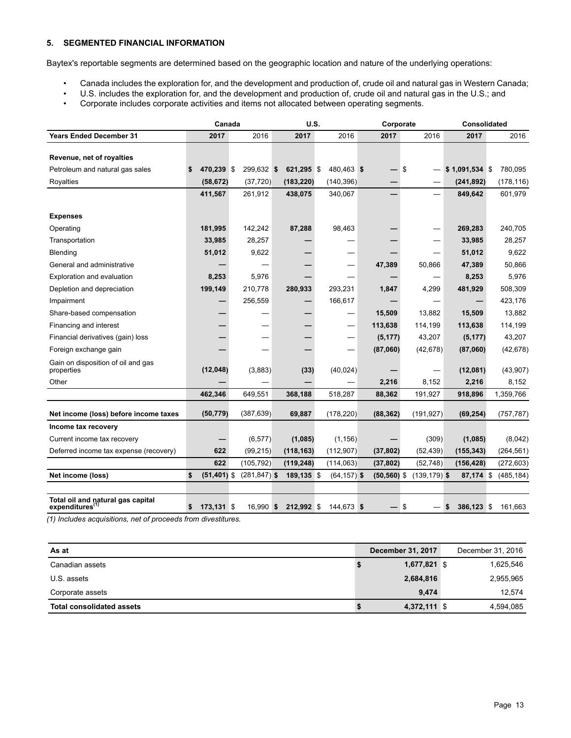## 5. SEGMENTED FINANCIAL INFORMATION

Baytex's reportable segments are determined based on the geographic location and nature of the underlying operations:

- Canada includes the exploration for, and the development and production of, crude oil and natural gas in Western Canada;
- U.S. includes the exploration for, and the development and production of, crude oil and natural gas in the U.S.; and
- Corporate includes corporate activities and items not allocated between operating segments.

| | Canada | | U.S. | | Corporate | | Consolidated | |
|---|---|---|---|---|---|---|---|---|
| **Years Ended December 31** | **2017** | 2016 | **2017** | 2016 | **2017** | 2016 | **2017** | 2016 |
| **Revenue, net of royalties** | | | | | | | | |
| Petroleum and natural gas sales | **$ 470,239** | $ 299,632 | **$ 621,295** | $ 480,463 | **$ —** | $ — | **$ 1,091,534** | $ 780,095 |
| Royalties | **(58,672)** | (37,720) | **(183,220)** | (140,396) | **—** | — | **(241,892)** | (178,116) |
| | **411,567** | 261,912 | **438,075** | 340,067 | **—** | — | **849,642** | 601,979 |
| **Expenses** | | | | | | | | |
| Operating | **181,995** | 142,242 | **87,288** | 98,463 | **—** | — | **269,283** | 240,705 |
| Transportation | **33,985** | 28,257 | **—** | — | **—** | — | **33,985** | 28,257 |
| Blending | **51,012** | 9,622 | **—** | — | **—** | — | **51,012** | 9,622 |
| General and administrative | **—** | — | **—** | — | **47,389** | 50,866 | **47,389** | 50,866 |
| Exploration and evaluation | **8,253** | 5,976 | **—** | — | **—** | — | **8,253** | 5,976 |
| Depletion and depreciation | **199,149** | 210,778 | **280,933** | 293,231 | **1,847** | 4,299 | **481,929** | 508,309 |
| Impairment | **—** | 256,559 | **—** | 166,617 | **—** | — | **—** | 423,176 |
| Share-based compensation | **—** | — | **—** | — | **15,509** | 13,882 | **15,509** | 13,882 |
| Financing and interest | **—** | — | **—** | — | **113,638** | 114,199 | **113,638** | 114,199 |
| Financial derivatives (gain) loss | **—** | — | **—** | — | **(5,177)** | 43,207 | **(5,177)** | 43,207 |
| Foreign exchange gain | **—** | — | **—** | — | **(87,060)** | (42,678) | **(87,060)** | (42,678) |
| Gain on disposition of oil and gas properties | **(12,048)** | (3,883) | **(33)** | (40,024) | **—** | — | **(12,081)** | (43,907) |
| Other | **—** | — | **—** | — | **2,216** | 8,152 | **2,216** | 8,152 |
| | **462,346** | 649,551 | **368,188** | 518,287 | **88,362** | 191,927 | **918,896** | 1,359,766 |
| **Net income (loss) before income taxes** | **(50,779)** | (387,639) | **69,887** | (178,220) | **(88,362)** | (191,927) | **(69,254)** | (757,787) |
| **Income tax recovery** | | | | | | | | |
| Current income tax recovery | **—** | (6,577) | **(1,085)** | (1,156) | **—** | (309) | **(1,085)** | (8,042) |
| Deferred income tax expense (recovery) | **622** | (99,215) | **(118,163)** | (112,907) | **(37,802)** | (52,439) | **(155,343)** | (264,561) |
| | **622** | (105,792) | **(119,248)** | (114,063) | **(37,802)** | (52,748) | **(156,428)** | (272,603) |
| **Net income (loss)** | **$ (51,401)** | $ (281,847) | **$ 189,135** | $ (64,157) | **$ (50,560)** | $ (139,179) | **$ 87,174** | $ (485,184) |
| **Total oil and natural gas capital expenditures**[1] | **$ 173,131** | $ 16,990 | **$ 212,992** | $ 144,673 | **$ —** | $ — | **$ 386,123** | $ 161,663 |

*(1) Includes acquisitions, net of proceeds from divestitures.*

| As at | December 31, 2017 | December 31, 2016 |
|---|---|---|
| Canadian assets | **$ 1,677,821** | $ 1,625,546 |
| U.S. assets | **2,684,816** | 2,955,965 |
| Corporate assets | **9,474** | 12,574 |
| **Total consolidated assets** | **$ 4,372,111** | $ 4,594,085 |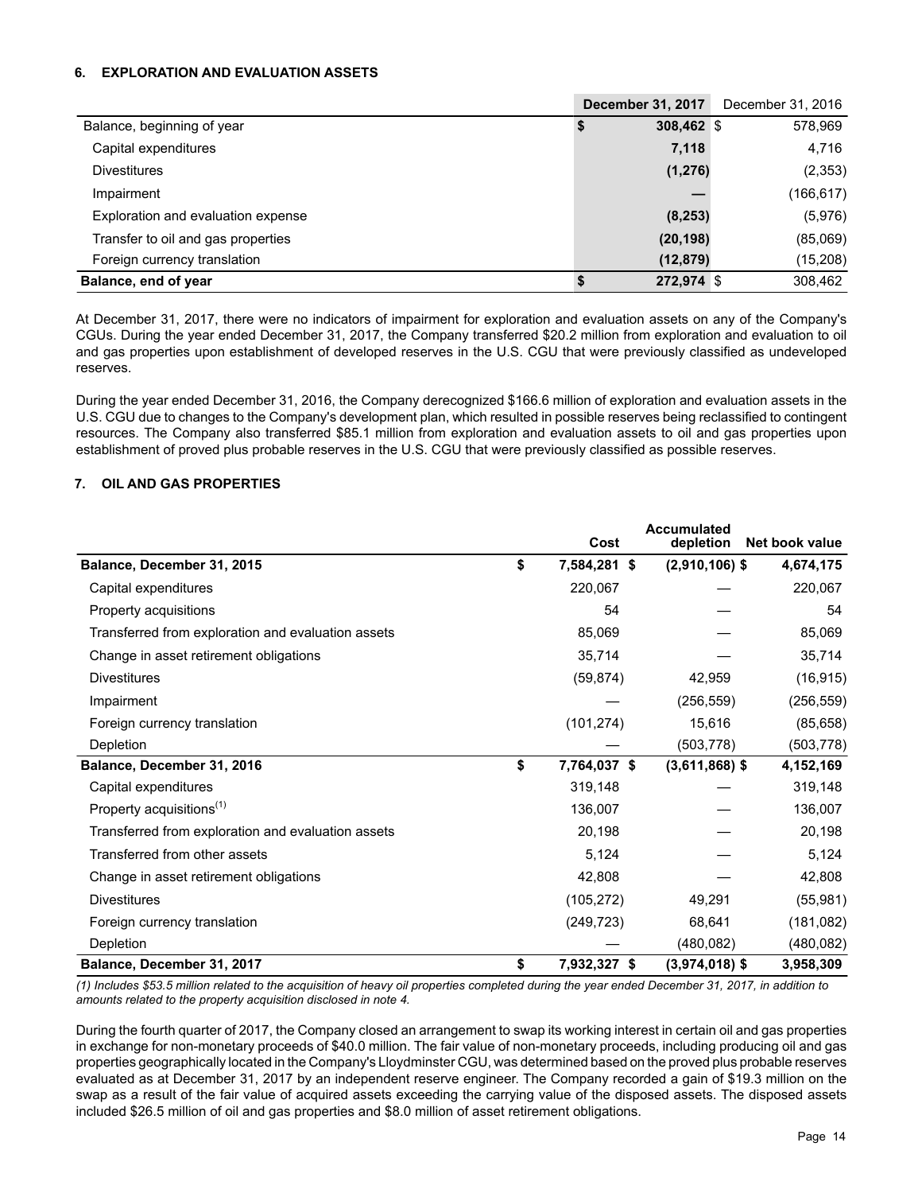### 6. EXPLORATION AND EVALUATION ASSETS

| | December 31, 2017 | December 31, 2016 |
|---|---|---|
| Balance, beginning of year | $ 308,462 | $ 578,969 |
| Capital expenditures | 7,118 | 4,716 |
| Divestitures | (1,276) | (2,353) |
| Impairment | — | (166,617) |
| Exploration and evaluation expense | (8,253) | (5,976) |
| Transfer to oil and gas properties | (20,198) | (85,069) |
| Foreign currency translation | (12,879) | (15,208) |
| **Balance, end of year** | **$ 272,974** | **$ 308,462** |

At December 31, 2017, there were no indicators of impairment for exploration and evaluation assets on any of the Company's CGUs. During the year ended December 31, 2017, the Company transferred $20.2 million from exploration and evaluation to oil and gas properties upon establishment of developed reserves in the U.S. CGU that were previously classified as undeveloped reserves.

During the year ended December 31, 2016, the Company derecognized $166.6 million of exploration and evaluation assets in the U.S. CGU due to changes to the Company's development plan, which resulted in possible reserves being reclassified to contingent resources. The Company also transferred $85.1 million from exploration and evaluation assets to oil and gas properties upon establishment of proved plus probable reserves in the U.S. CGU that were previously classified as possible reserves.

### 7. OIL AND GAS PROPERTIES

| | Cost | Accumulated depletion | Net book value |
|---|---|---|---|
| **Balance, December 31, 2015** | **$ 7,584,281** | **$ (2,910,106)** | **$ 4,674,175** |
| Capital expenditures | 220,067 | — | 220,067 |
| Property acquisitions | 54 | — | 54 |
| Transferred from exploration and evaluation assets | 85,069 | — | 85,069 |
| Change in asset retirement obligations | 35,714 | — | 35,714 |
| Divestitures | (59,874) | 42,959 | (16,915) |
| Impairment | — | (256,559) | (256,559) |
| Foreign currency translation | (101,274) | 15,616 | (85,658) |
| Depletion | — | (503,778) | (503,778) |
| **Balance, December 31, 2016** | **$ 7,764,037** | **$ (3,611,868)** | **$ 4,152,169** |
| Capital expenditures | 319,148 | — | 319,148 |
| Property acquisitions[(1)] | 136,007 | — | 136,007 |
| Transferred from exploration and evaluation assets | 20,198 | — | 20,198 |
| Transferred from other assets | 5,124 | — | 5,124 |
| Change in asset retirement obligations | 42,808 | — | 42,808 |
| Divestitures | (105,272) | 49,291 | (55,981) |
| Foreign currency translation | (249,723) | 68,641 | (181,082) |
| Depletion | — | (480,082) | (480,082) |
| **Balance, December 31, 2017** | **$ 7,932,327** | **$ (3,974,018)** | **$ 3,958,309** |

*(1) Includes $53.5 million related to the acquisition of heavy oil properties completed during the year ended December 31, 2017, in addition to amounts related to the property acquisition disclosed in note 4.*

During the fourth quarter of 2017, the Company closed an arrangement to swap its working interest in certain oil and gas properties in exchange for non-monetary proceeds of $40.0 million. The fair value of non-monetary proceeds, including producing oil and gas properties geographically located in the Company's Lloydminster CGU, was determined based on the proved plus probable reserves evaluated as at December 31, 2017 by an independent reserve engineer. The Company recorded a gain of $19.3 million on the swap as a result of the fair value of acquired assets exceeding the carrying value of the disposed assets. The disposed assets included $26.5 million of oil and gas properties and $8.0 million of asset retirement obligations.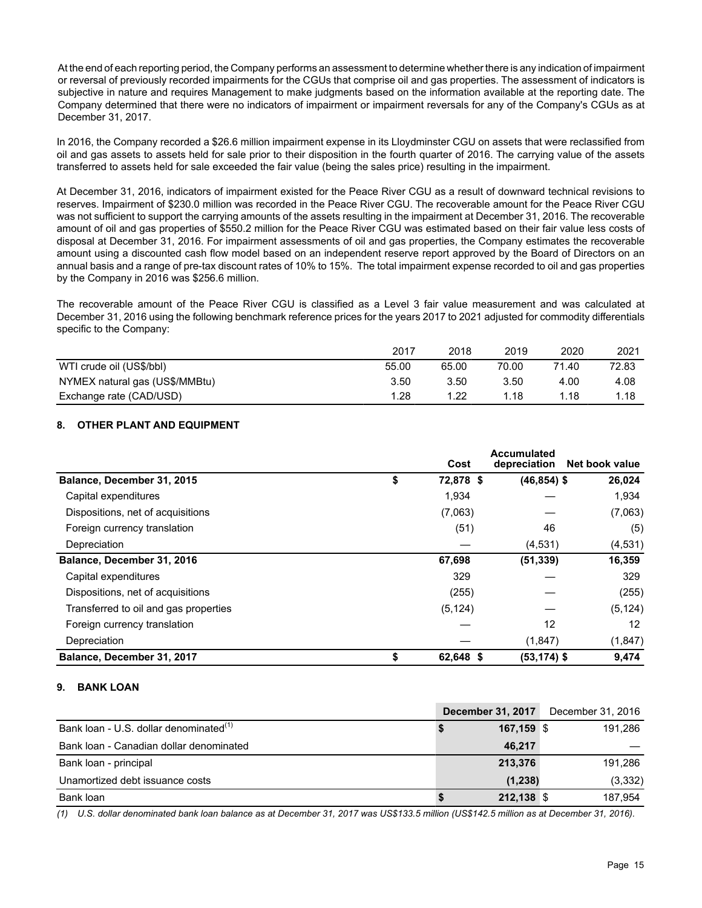At the end of each reporting period, the Company performs an assessment to determine whether there is any indication of impairment or reversal of previously recorded impairments for the CGUs that comprise oil and gas properties. The assessment of indicators is subjective in nature and requires Management to make judgments based on the information available at the reporting date. The Company determined that there were no indicators of impairment or impairment reversals for any of the Company's CGUs as at December 31, 2017.

In 2016, the Company recorded a $26.6 million impairment expense in its Lloydminster CGU on assets that were reclassified from oil and gas assets to assets held for sale prior to their disposition in the fourth quarter of 2016. The carrying value of the assets transferred to assets held for sale exceeded the fair value (being the sales price) resulting in the impairment.

At December 31, 2016, indicators of impairment existed for the Peace River CGU as a result of downward technical revisions to reserves. Impairment of $230.0 million was recorded in the Peace River CGU. The recoverable amount for the Peace River CGU was not sufficient to support the carrying amounts of the assets resulting in the impairment at December 31, 2016. The recoverable amount of oil and gas properties of $550.2 million for the Peace River CGU was estimated based on their fair value less costs of disposal at December 31, 2016. For impairment assessments of oil and gas properties, the Company estimates the recoverable amount using a discounted cash flow model based on an independent reserve report approved by the Board of Directors on an annual basis and a range of pre-tax discount rates of 10% to 15%. The total impairment expense recorded to oil and gas properties by the Company in 2016 was $256.6 million.

The recoverable amount of the Peace River CGU is classified as a Level 3 fair value measurement and was calculated at December 31, 2016 using the following benchmark reference prices for the years 2017 to 2021 adjusted for commodity differentials specific to the Company:

| | 2017 | 2018 | 2019 | 2020 | 2021 |
|---|---|---|---|---|---|
| WTI crude oil (US$/bbl) | 55.00 | 65.00 | 70.00 | 71.40 | 72.83 |
| NYMEX natural gas (US$/MMBtu) | 3.50 | 3.50 | 3.50 | 4.00 | 4.08 |
| Exchange rate (CAD/USD) | 1.28 | 1.22 | 1.18 | 1.18 | 1.18 |

## 8. OTHER PLANT AND EQUIPMENT

| | Cost | Accumulated depreciation | Net book value |
|---|---|---|---|
| **Balance, December 31, 2015** | **$ 72,878** | **$ (46,854)** | **$ 26,024** |
| Capital expenditures | 1,934 | — | 1,934 |
| Dispositions, net of acquisitions | (7,063) | — | (7,063) |
| Foreign currency translation | (51) | 46 | (5) |
| Depreciation | — | (4,531) | (4,531) |
| **Balance, December 31, 2016** | **67,698** | **(51,339)** | **16,359** |
| Capital expenditures | 329 | — | 329 |
| Dispositions, net of acquisitions | (255) | — | (255) |
| Transferred to oil and gas properties | (5,124) | — | (5,124) |
| Foreign currency translation | — | 12 | 12 |
| Depreciation | — | (1,847) | (1,847) |
| **Balance, December 31, 2017** | **$ 62,648** | **$ (53,174)** | **$ 9,474** |

## 9. BANK LOAN

| | **December 31, 2017** | December 31, 2016 |
|---|---|---|
| Bank loan - U.S. dollar denominated[1] | **$ 167,159** | $ 191,286 |
| Bank loan - Canadian dollar denominated | **46,217** | — |
| Bank loan - principal | **213,376** | 191,286 |
| Unamortized debt issuance costs | **(1,238)** | (3,332) |
| Bank loan | **$ 212,138** | $ 187,954 |

*(1) U.S. dollar denominated bank loan balance as at December 31, 2017 was US$133.5 million (US$142.5 million as at December 31, 2016).*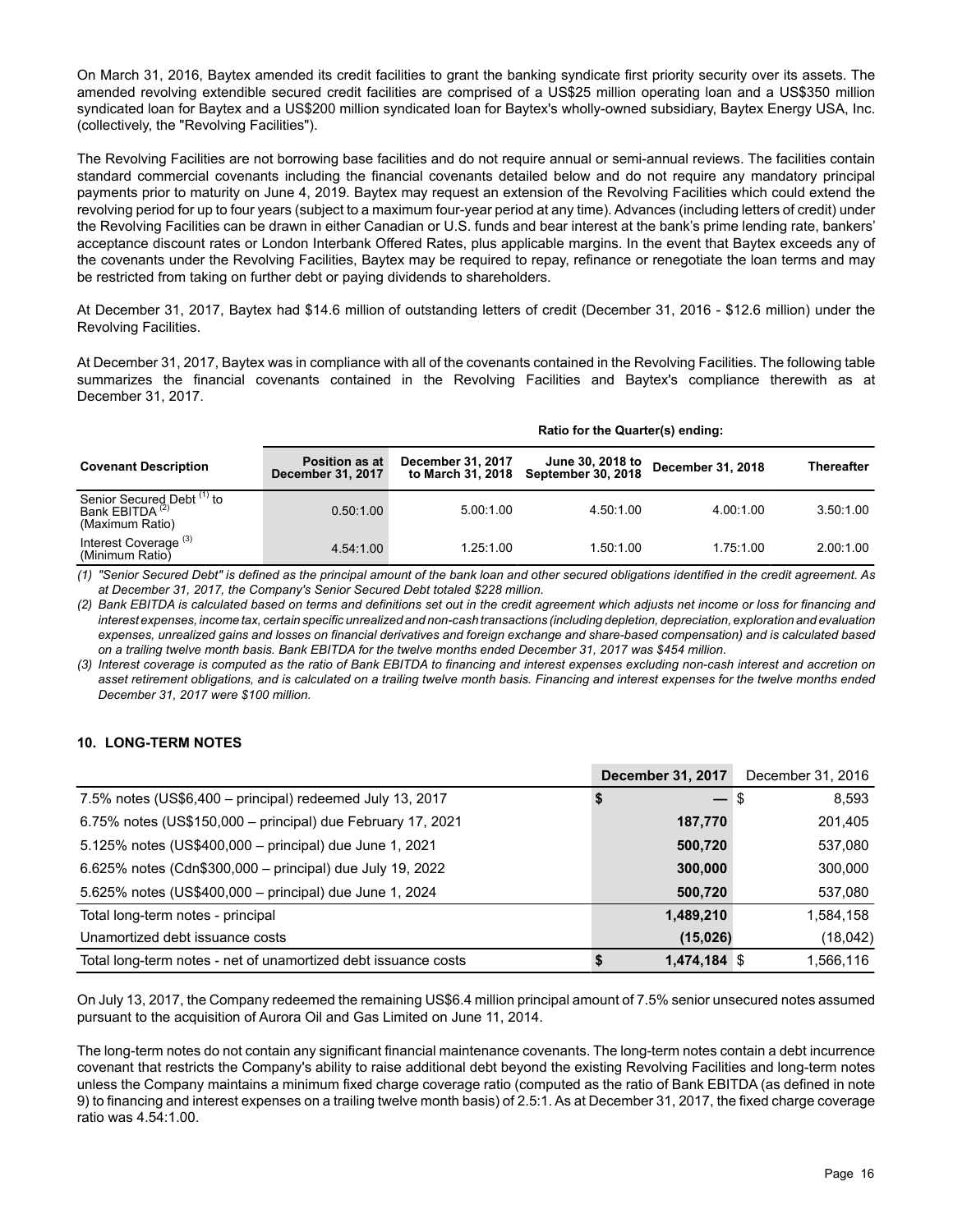On March 31, 2016, Baytex amended its credit facilities to grant the banking syndicate first priority security over its assets. The amended revolving extendible secured credit facilities are comprised of a US$25 million operating loan and a US$350 million syndicated loan for Baytex and a US$200 million syndicated loan for Baytex's wholly-owned subsidiary, Baytex Energy USA, Inc. (collectively, the "Revolving Facilities").

The Revolving Facilities are not borrowing base facilities and do not require annual or semi-annual reviews. The facilities contain standard commercial covenants including the financial covenants detailed below and do not require any mandatory principal payments prior to maturity on June 4, 2019. Baytex may request an extension of the Revolving Facilities which could extend the revolving period for up to four years (subject to a maximum four-year period at any time). Advances (including letters of credit) under the Revolving Facilities can be drawn in either Canadian or U.S. funds and bear interest at the bank's prime lending rate, bankers' acceptance discount rates or London Interbank Offered Rates, plus applicable margins. In the event that Baytex exceeds any of the covenants under the Revolving Facilities, Baytex may be required to repay, refinance or renegotiate the loan terms and may be restricted from taking on further debt or paying dividends to shareholders.

At December 31, 2017, Baytex had $14.6 million of outstanding letters of credit (December 31, 2016 - $12.6 million) under the Revolving Facilities.

At December 31, 2017, Baytex was in compliance with all of the covenants contained in the Revolving Facilities. The following table summarizes the financial covenants contained in the Revolving Facilities and Baytex's compliance therewith as at December 31, 2017.

| | | Ratio for the Quarter(s) ending: | | | |
|---|---|---|---|---|---|
| **Covenant Description** | **Position as at December 31, 2017** | **December 31, 2017 to March 31, 2018** | **June 30, 2018 to September 30, 2018** | **December 31, 2018** | **Thereafter** |
| Senior Secured Debt [(1)] to Bank EBITDA [(2)] (Maximum Ratio) | 0.50:1.00 | 5.00:1.00 | 4.50:1.00 | 4.00:1.00 | 3.50:1.00 |
| Interest Coverage [(3)] (Minimum Ratio) | 4.54:1.00 | 1.25:1.00 | 1.50:1.00 | 1.75:1.00 | 2.00:1.00 |

*(1) "Senior Secured Debt" is defined as the principal amount of the bank loan and other secured obligations identified in the credit agreement. As at December 31, 2017, the Company's Senior Secured Debt totaled $228 million.*

*(2) Bank EBITDA is calculated based on terms and definitions set out in the credit agreement which adjusts net income or loss for financing and interest expenses, income tax, certain specific unrealized and non-cash transactions (including depletion, depreciation, exploration and evaluation expenses, unrealized gains and losses on financial derivatives and foreign exchange and share-based compensation) and is calculated based on a trailing twelve month basis. Bank EBITDA for the twelve months ended December 31, 2017 was $454 million.*

*(3) Interest coverage is computed as the ratio of Bank EBITDA to financing and interest expenses excluding non-cash interest and accretion on asset retirement obligations, and is calculated on a trailing twelve month basis. Financing and interest expenses for the twelve months ended December 31, 2017 were $100 million.*

## 10. LONG-TERM NOTES

| | **December 31, 2017** | December 31, 2016 |
|---|---|---|
| 7.5% notes (US$6,400 – principal) redeemed July 13, 2017 | $ — | $ 8,593 |
| 6.75% notes (US$150,000 – principal) due February 17, 2021 | **187,770** | 201,405 |
| 5.125% notes (US$400,000 – principal) due June 1, 2021 | **500,720** | 537,080 |
| 6.625% notes (Cdn$300,000 – principal) due July 19, 2022 | **300,000** | 300,000 |
| 5.625% notes (US$400,000 – principal) due June 1, 2024 | **500,720** | 537,080 |
| Total long-term notes - principal | **1,489,210** | 1,584,158 |
| Unamortized debt issuance costs | **(15,026)** | (18,042) |
| Total long-term notes - net of unamortized debt issuance costs | **$ 1,474,184** | $ 1,566,116 |

On July 13, 2017, the Company redeemed the remaining US$6.4 million principal amount of 7.5% senior unsecured notes assumed pursuant to the acquisition of Aurora Oil and Gas Limited on June 11, 2014.

The long-term notes do not contain any significant financial maintenance covenants. The long-term notes contain a debt incurrence covenant that restricts the Company's ability to raise additional debt beyond the existing Revolving Facilities and long-term notes unless the Company maintains a minimum fixed charge coverage ratio (computed as the ratio of Bank EBITDA (as defined in note 9) to financing and interest expenses on a trailing twelve month basis) of 2.5:1. As at December 31, 2017, the fixed charge coverage ratio was 4.54:1.00.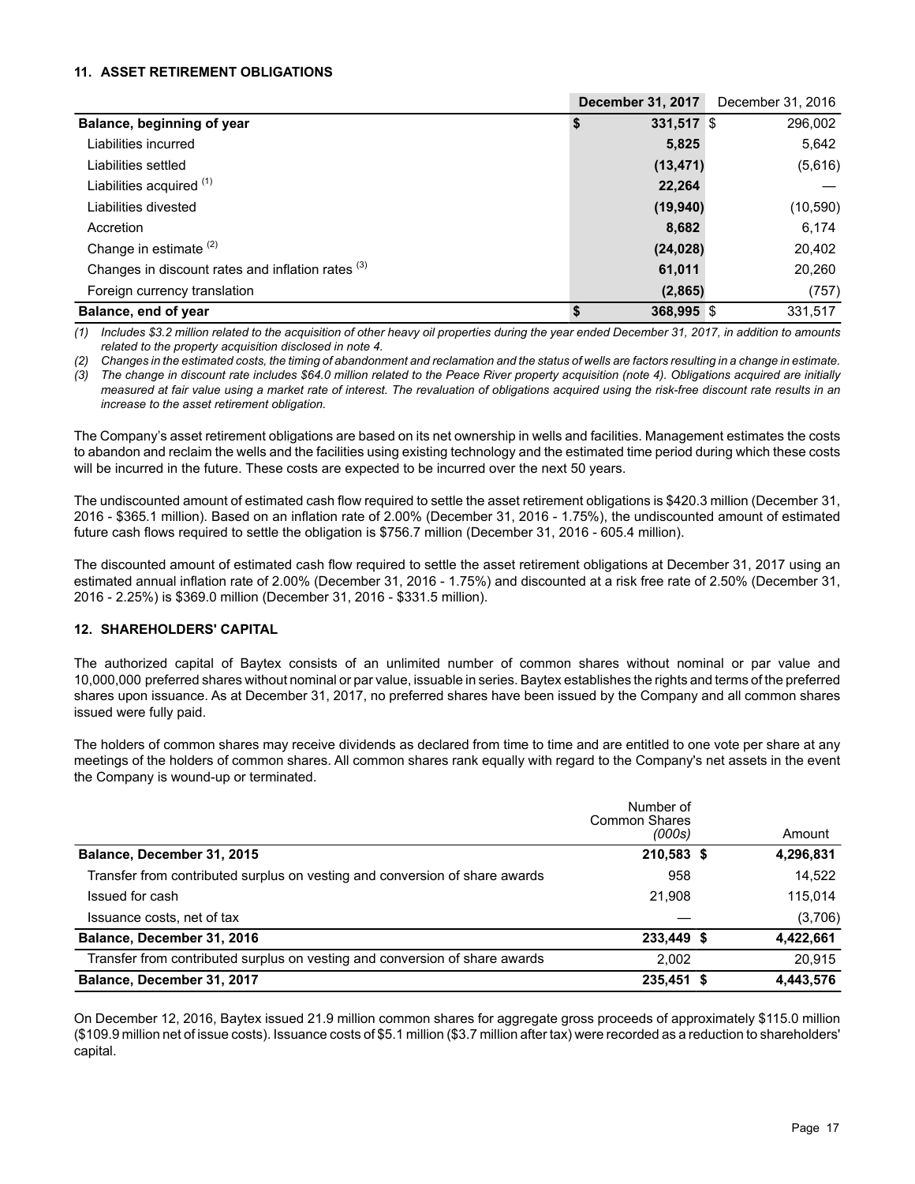### 11. ASSET RETIREMENT OBLIGATIONS

| | December 31, 2017 | December 31, 2016 |
|---|---|---|
| **Balance, beginning of year** | **$ 331,517** | $ 296,002 |
| Liabilities incurred | **5,825** | 5,642 |
| Liabilities settled | **(13,471)** | (5,616) |
| Liabilities acquired [(1)] | **22,264** | — |
| Liabilities divested | **(19,940)** | (10,590) |
| Accretion | **8,682** | 6,174 |
| Change in estimate [(2)] | **(24,028)** | 20,402 |
| Changes in discount rates and inflation rates [(3)] | **61,011** | 20,260 |
| Foreign currency translation | **(2,865)** | (757) |
| **Balance, end of year** | **$ 368,995** | $ 331,517 |

*(1) Includes $3.2 million related to the acquisition of other heavy oil properties during the year ended December 31, 2017, in addition to amounts related to the property acquisition disclosed in note 4.*

*(2) Changes in the estimated costs, the timing of abandonment and reclamation and the status of wells are factors resulting in a change in estimate.*

*(3) The change in discount rate includes $64.0 million related to the Peace River property acquisition (note 4). Obligations acquired are initially measured at fair value using a market rate of interest. The revaluation of obligations acquired using the risk-free discount rate results in an increase to the asset retirement obligation.*

The Company's asset retirement obligations are based on its net ownership in wells and facilities. Management estimates the costs to abandon and reclaim the wells and the facilities using existing technology and the estimated time period during which these costs will be incurred in the future. These costs are expected to be incurred over the next 50 years.

The undiscounted amount of estimated cash flow required to settle the asset retirement obligations is $420.3 million (December 31, 2016 - $365.1 million). Based on an inflation rate of 2.00% (December 31, 2016 - 1.75%), the undiscounted amount of estimated future cash flows required to settle the obligation is $756.7 million (December 31, 2016 - 605.4 million).

The discounted amount of estimated cash flow required to settle the asset retirement obligations at December 31, 2017 using an estimated annual inflation rate of 2.00% (December 31, 2016 - 1.75%) and discounted at a risk free rate of 2.50% (December 31, 2016 - 2.25%) is $369.0 million (December 31, 2016 - $331.5 million).

### 12. SHAREHOLDERS' CAPITAL

The authorized capital of Baytex consists of an unlimited number of common shares without nominal or par value and 10,000,000 preferred shares without nominal or par value, issuable in series. Baytex establishes the rights and terms of the preferred shares upon issuance. As at December 31, 2017, no preferred shares have been issued by the Company and all common shares issued were fully paid.

The holders of common shares may receive dividends as declared from time to time and are entitled to one vote per share at any meetings of the holders of common shares. All common shares rank equally with regard to the Company's net assets in the event the Company is wound-up or terminated.

| | Number of Common Shares *(000s)* | Amount |
|---|---|---|
| **Balance, December 31, 2015** | **210,583** | **$ 4,296,831** |
| Transfer from contributed surplus on vesting and conversion of share awards | 958 | 14,522 |
| Issued for cash | 21,908 | 115,014 |
| Issuance costs, net of tax | — | (3,706) |
| **Balance, December 31, 2016** | **233,449** | **$ 4,422,661** |
| Transfer from contributed surplus on vesting and conversion of share awards | 2,002 | 20,915 |
| **Balance, December 31, 2017** | **235,451** | **$ 4,443,576** |

On December 12, 2016, Baytex issued 21.9 million common shares for aggregate gross proceeds of approximately $115.0 million ($109.9 million net of issue costs). Issuance costs of $5.1 million ($3.7 million after tax) were recorded as a reduction to shareholders' capital.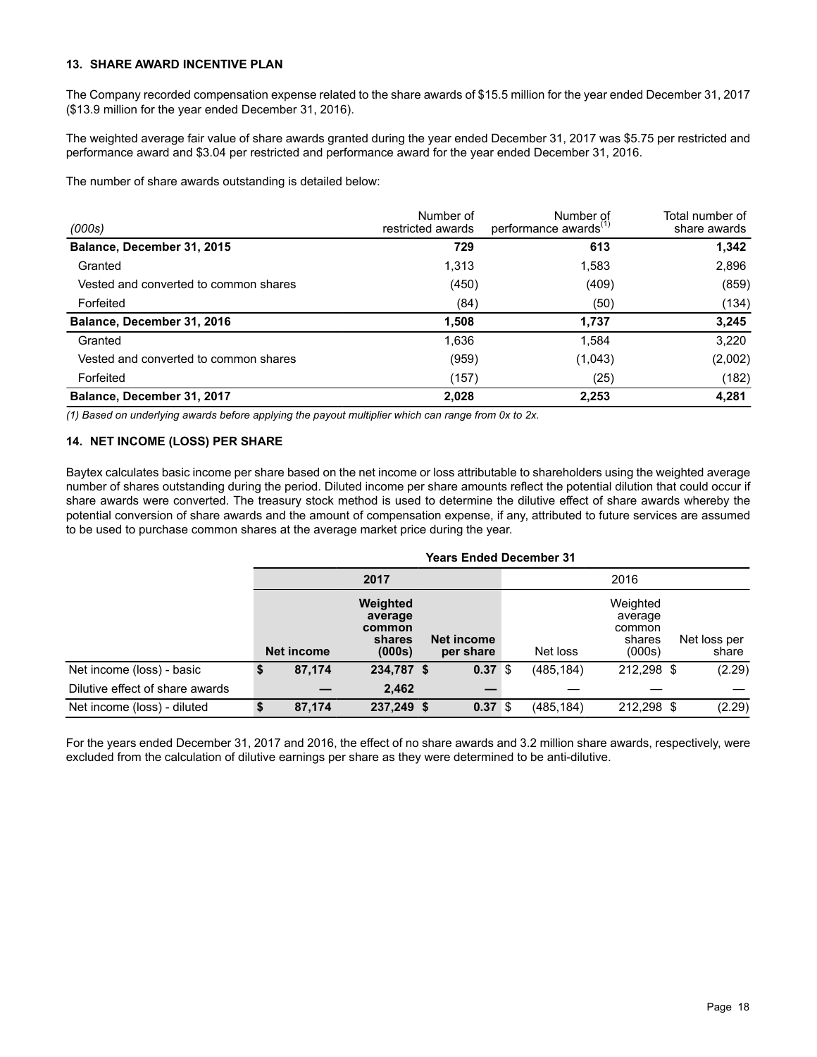### 13. SHARE AWARD INCENTIVE PLAN

The Company recorded compensation expense related to the share awards of $15.5 million for the year ended December 31, 2017 ($13.9 million for the year ended December 31, 2016).

The weighted average fair value of share awards granted during the year ended December 31, 2017 was $5.75 per restricted and performance award and $3.04 per restricted and performance award for the year ended December 31, 2016.

The number of share awards outstanding is detailed below:

| *(000s)* | Number of restricted awards | Number of performance awards[(1)] | Total number of share awards |
|---|---|---|---|
| **Balance, December 31, 2015** | **729** | **613** | **1,342** |
| Granted | 1,313 | 1,583 | 2,896 |
| Vested and converted to common shares | (450) | (409) | (859) |
| Forfeited | (84) | (50) | (134) |
| **Balance, December 31, 2016** | **1,508** | **1,737** | **3,245** |
| Granted | 1,636 | 1,584 | 3,220 |
| Vested and converted to common shares | (959) | (1,043) | (2,002) |
| Forfeited | (157) | (25) | (182) |
| **Balance, December 31, 2017** | **2,028** | **2,253** | **4,281** |

*(1) Based on underlying awards before applying the payout multiplier which can range from 0x to 2x.*

### 14. NET INCOME (LOSS) PER SHARE

Baytex calculates basic income per share based on the net income or loss attributable to shareholders using the weighted average number of shares outstanding during the period. Diluted income per share amounts reflect the potential dilution that could occur if share awards were converted. The treasury stock method is used to determine the dilutive effect of share awards whereby the potential conversion of share awards and the amount of compensation expense, if any, attributed to future services are assumed to be used to purchase common shares at the average market price during the year.

| | **Years Ended December 31** | | | | | |
|---|---|---|---|---|---|---|
| | **2017** | | | 2016 | | |
| | **Net income** | **Weighted average common shares (000s)** | **Net income per share** | Net loss | Weighted average common shares (000s) | Net loss per share |
| Net income (loss) - basic | **$ 87,174** | **234,787** | **$ 0.37** | $ (485,184) | 212,298 | $ (2.29) |
| Dilutive effect of share awards | **—** | **2,462** | **—** | — | — | — |
| Net income (loss) - diluted | **$ 87,174** | **237,249** | **$ 0.37** | $ (485,184) | 212,298 | $ (2.29) |

For the years ended December 31, 2017 and 2016, the effect of no share awards and 3.2 million share awards, respectively, were excluded from the calculation of dilutive earnings per share as they were determined to be anti-dilutive.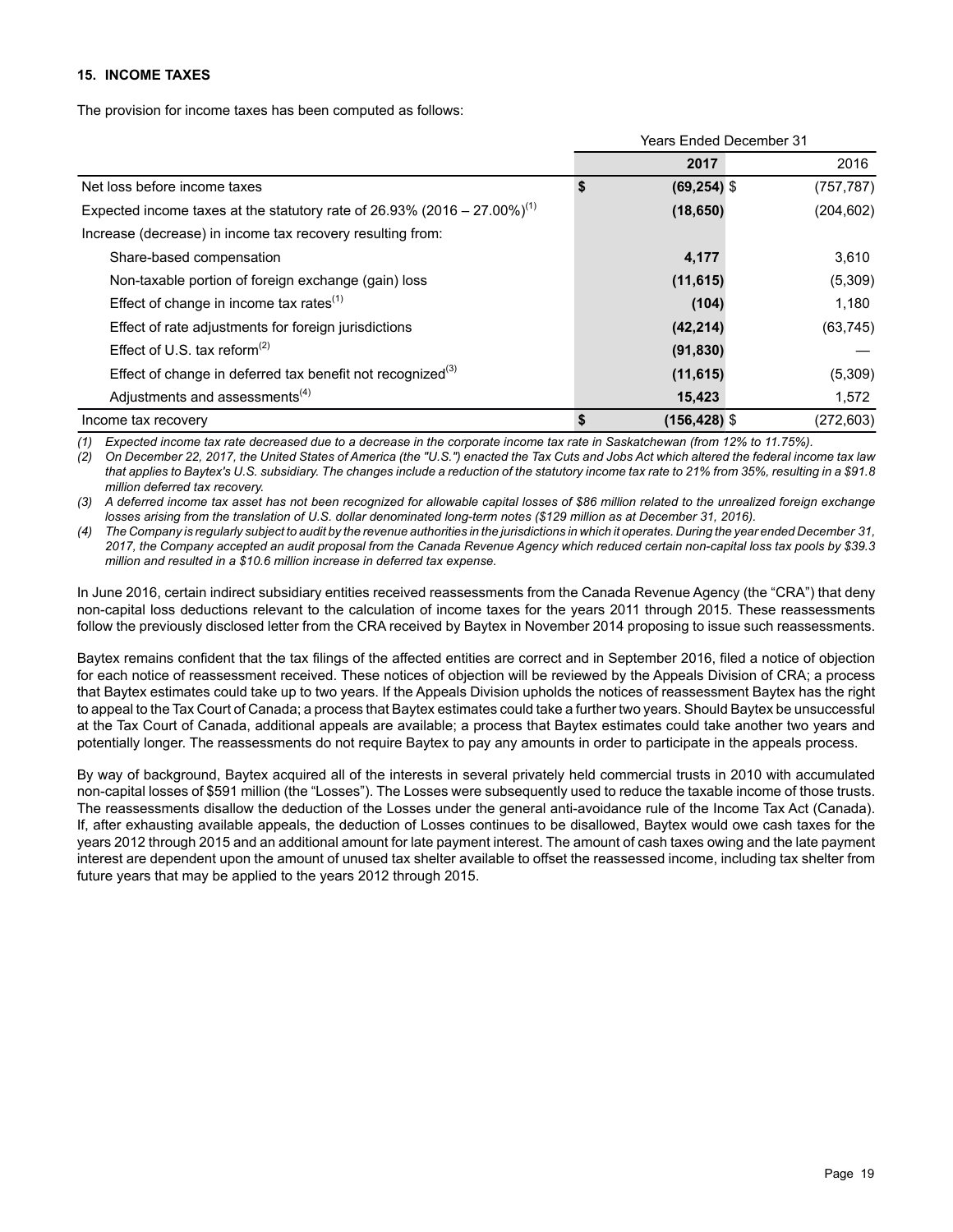## 15. INCOME TAXES

The provision for income taxes has been computed as follows:

| | Years Ended December 31 | |
|---|---|---|
| | **2017** | 2016 |
| Net loss before income taxes | **$ (69,254)** | $ (757,787) |
| Expected income taxes at the statutory rate of 26.93% (2016 – 27.00%)(1) | **(18,650)** | (204,602) |
| Increase (decrease) in income tax recovery resulting from: | | |
| Share-based compensation | **4,177** | 3,610 |
| Non-taxable portion of foreign exchange (gain) loss | **(11,615)** | (5,309) |
| Effect of change in income tax rates(1) | **(104)** | 1,180 |
| Effect of rate adjustments for foreign jurisdictions | **(42,214)** | (63,745) |
| Effect of U.S. tax reform(2) | **(91,830)** | — |
| Effect of change in deferred tax benefit not recognized(3) | **(11,615)** | (5,309) |
| Adjustments and assessments(4) | **15,423** | 1,572 |
| Income tax recovery | **$ (156,428)** | $ (272,603) |

*(1) Expected income tax rate decreased due to a decrease in the corporate income tax rate in Saskatchewan (from 12% to 11.75%).*

*(2) On December 22, 2017, the United States of America (the "U.S.") enacted the Tax Cuts and Jobs Act which altered the federal income tax law that applies to Baytex's U.S. subsidiary. The changes include a reduction of the statutory income tax rate to 21% from 35%, resulting in a $91.8 million deferred tax recovery.*

*(3) A deferred income tax asset has not been recognized for allowable capital losses of $86 million related to the unrealized foreign exchange losses arising from the translation of U.S. dollar denominated long-term notes ($129 million as at December 31, 2016).*

*(4) The Company is regularly subject to audit by the revenue authorities in the jurisdictions in which it operates. During the year ended December 31, 2017, the Company accepted an audit proposal from the Canada Revenue Agency which reduced certain non-capital loss tax pools by $39.3 million and resulted in a $10.6 million increase in deferred tax expense.*

In June 2016, certain indirect subsidiary entities received reassessments from the Canada Revenue Agency (the "CRA") that deny non-capital loss deductions relevant to the calculation of income taxes for the years 2011 through 2015. These reassessments follow the previously disclosed letter from the CRA received by Baytex in November 2014 proposing to issue such reassessments.

Baytex remains confident that the tax filings of the affected entities are correct and in September 2016, filed a notice of objection for each notice of reassessment received. These notices of objection will be reviewed by the Appeals Division of CRA; a process that Baytex estimates could take up to two years. If the Appeals Division upholds the notices of reassessment Baytex has the right to appeal to the Tax Court of Canada; a process that Baytex estimates could take a further two years. Should Baytex be unsuccessful at the Tax Court of Canada, additional appeals are available; a process that Baytex estimates could take another two years and potentially longer. The reassessments do not require Baytex to pay any amounts in order to participate in the appeals process.

By way of background, Baytex acquired all of the interests in several privately held commercial trusts in 2010 with accumulated non-capital losses of $591 million (the "Losses"). The Losses were subsequently used to reduce the taxable income of those trusts. The reassessments disallow the deduction of the Losses under the general anti-avoidance rule of the Income Tax Act (Canada). If, after exhausting available appeals, the deduction of Losses continues to be disallowed, Baytex would owe cash taxes for the years 2012 through 2015 and an additional amount for late payment interest. The amount of cash taxes owing and the late payment interest are dependent upon the amount of unused tax shelter available to offset the reassessed income, including tax shelter from future years that may be applied to the years 2012 through 2015.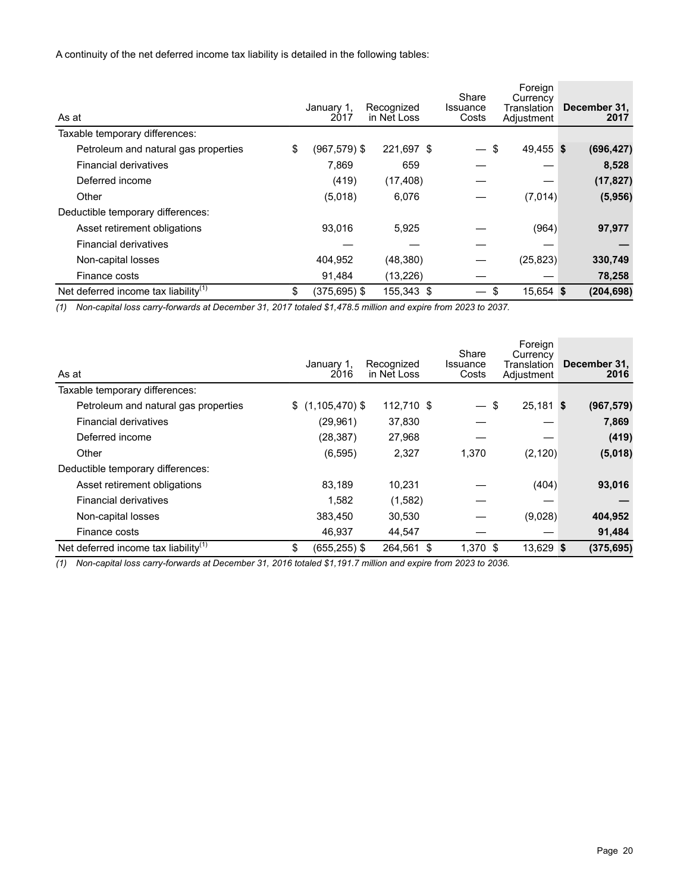A continuity of the net deferred income tax liability is detailed in the following tables:

| As at | January 1, 2017 | Recognized in Net Loss | Share Issuance Costs | Foreign Currency Translation Adjustment | December 31, 2017 |
|---|---|---|---|---|---|
| Taxable temporary differences: | | | | | |
| Petroleum and natural gas properties | $ (967,579) | $ 221,697 | $ — | $ 49,455 | **$ (696,427)** |
| Financial derivatives | 7,869 | 659 | — | — | **8,528** |
| Deferred income | (419) | (17,408) | — | — | **(17,827)** |
| Other | (5,018) | 6,076 | — | (7,014) | **(5,956)** |
| Deductible temporary differences: | | | | | |
| Asset retirement obligations | 93,016 | 5,925 | — | (964) | **97,977** |
| Financial derivatives | — | — | — | — | **—** |
| Non-capital losses | 404,952 | (48,380) | — | (25,823) | **330,749** |
| Finance costs | 91,484 | (13,226) | — | — | **78,258** |
| Net deferred income tax liability[(1)] | $ (375,695) | $ 155,343 | $ — | $ 15,654 | **$ (204,698)** |

*(1) Non-capital loss carry-forwards at December 31, 2017 totaled $1,478.5 million and expire from 2023 to 2037.*

| As at | January 1, 2016 | Recognized in Net Loss | Share Issuance Costs | Foreign Currency Translation Adjustment | December 31, 2016 |
|---|---|---|---|---|---|
| Taxable temporary differences: | | | | | |
| Petroleum and natural gas properties | $ (1,105,470) | $ 112,710 | $ — | $ 25,181 | **$ (967,579)** |
| Financial derivatives | (29,961) | 37,830 | — | — | **7,869** |
| Deferred income | (28,387) | 27,968 | — | — | **(419)** |
| Other | (6,595) | 2,327 | 1,370 | (2,120) | **(5,018)** |
| Deductible temporary differences: | | | | | |
| Asset retirement obligations | 83,189 | 10,231 | — | (404) | **93,016** |
| Financial derivatives | 1,582 | (1,582) | — | — | **—** |
| Non-capital losses | 383,450 | 30,530 | — | (9,028) | **404,952** |
| Finance costs | 46,937 | 44,547 | — | — | **91,484** |
| Net deferred income tax liability[(1)] | $ (655,255) | $ 264,561 | $ 1,370 | $ 13,629 | **$ (375,695)** |

*(1) Non-capital loss carry-forwards at December 31, 2016 totaled $1,191.7 million and expire from 2023 to 2036.*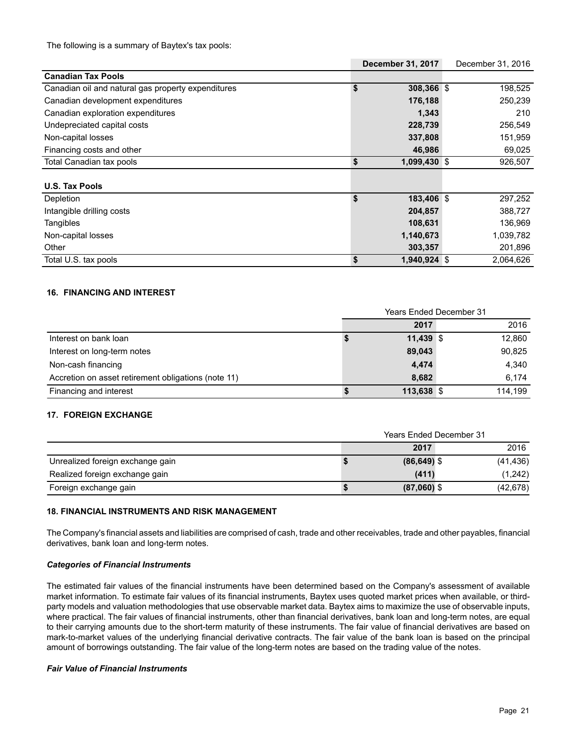The following is a summary of Baytex's tax pools:

| | December 31, 2017 | December 31, 2016 |
|---|---|---|
| **Canadian Tax Pools** | | |
| Canadian oil and natural gas property expenditures | $ 308,366 | $ 198,525 |
| Canadian development expenditures | 176,188 | 250,239 |
| Canadian exploration expenditures | 1,343 | 210 |
| Undepreciated capital costs | 228,739 | 256,549 |
| Non-capital losses | 337,808 | 151,959 |
| Financing costs and other | 46,986 | 69,025 |
| Total Canadian tax pools | $ 1,099,430 | $ 926,507 |
| | | |
| **U.S. Tax Pools** | | |
| Depletion | $ 183,406 | $ 297,252 |
| Intangible drilling costs | 204,857 | 388,727 |
| Tangibles | 108,631 | 136,969 |
| Non-capital losses | 1,140,673 | 1,039,782 |
| Other | 303,357 | 201,896 |
| Total U.S. tax pools | $ 1,940,924 | $ 2,064,626 |

### 16. FINANCING AND INTEREST

| | Years Ended December 31 | |
|---|---|---|
| | 2017 | 2016 |
| Interest on bank loan | $ 11,439 | $ 12,860 |
| Interest on long-term notes | 89,043 | 90,825 |
| Non-cash financing | 4,474 | 4,340 |
| Accretion on asset retirement obligations (note 11) | 8,682 | 6,174 |
| Financing and interest | $ 113,638 | $ 114,199 |

### 17. FOREIGN EXCHANGE

| | Years Ended December 31 | |
|---|---|---|
| | 2017 | 2016 |
| Unrealized foreign exchange gain | $ (86,649) | $ (41,436) |
| Realized foreign exchange gain | (411) | (1,242) |
| Foreign exchange gain | $ (87,060) | $ (42,678) |

### 18. FINANCIAL INSTRUMENTS AND RISK MANAGEMENT

The Company's financial assets and liabilities are comprised of cash, trade and other receivables, trade and other payables, financial derivatives, bank loan and long-term notes.

***Categories of Financial Instruments***

The estimated fair values of the financial instruments have been determined based on the Company's assessment of available market information. To estimate fair values of its financial instruments, Baytex uses quoted market prices when available, or third-party models and valuation methodologies that use observable market data. Baytex aims to maximize the use of observable inputs, where practical. The fair values of financial instruments, other than financial derivatives, bank loan and long-term notes, are equal to their carrying amounts due to the short-term maturity of these instruments. The fair value of financial derivatives are based on mark-to-market values of the underlying financial derivative contracts. The fair value of the bank loan is based on the principal amount of borrowings outstanding. The fair value of the long-term notes are based on the trading value of the notes.

***Fair Value of Financial Instruments***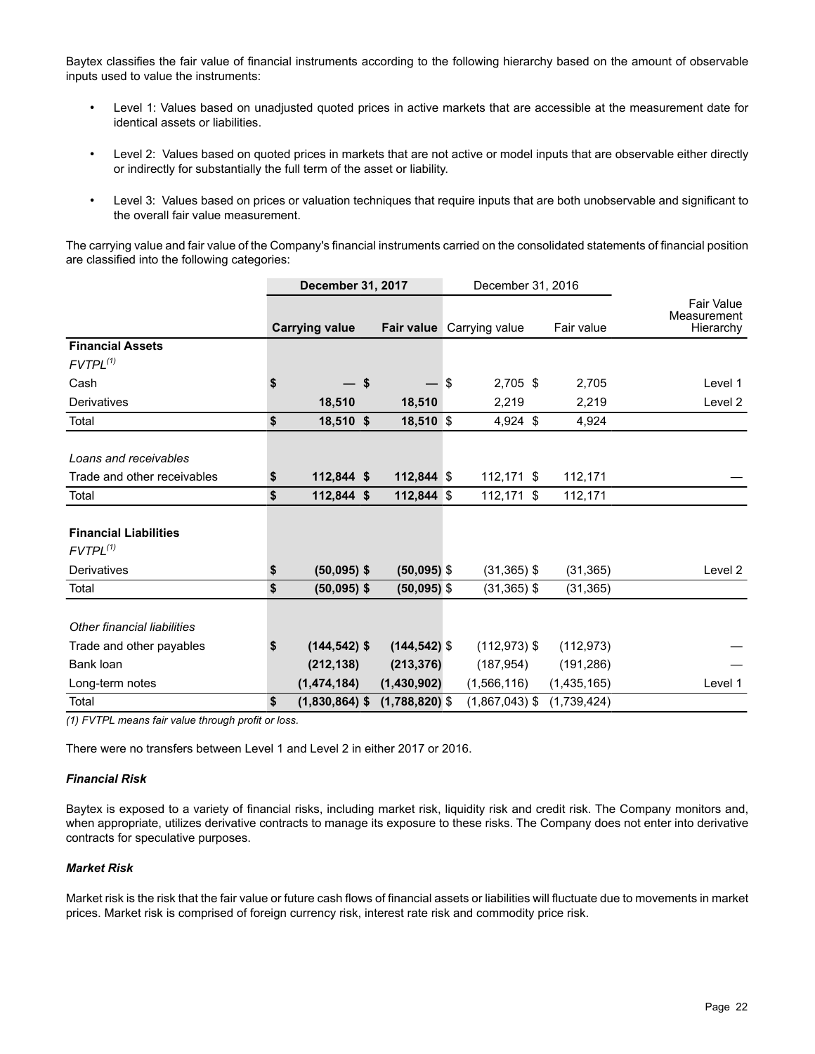Baytex classifies the fair value of financial instruments according to the following hierarchy based on the amount of observable inputs used to value the instruments:

- Level 1: Values based on unadjusted quoted prices in active markets that are accessible at the measurement date for identical assets or liabilities.
- Level 2: Values based on quoted prices in markets that are not active or model inputs that are observable either directly or indirectly for substantially the full term of the asset or liability.
- Level 3: Values based on prices or valuation techniques that require inputs that are both unobservable and significant to the overall fair value measurement.

The carrying value and fair value of the Company's financial instruments carried on the consolidated statements of financial position are classified into the following categories:

| | **December 31, 2017** | | December 31, 2016 | | |
|---|---|---|---|---|---|
| | **Carrying value** | **Fair value** | Carrying value | Fair value | Fair Value Measurement Hierarchy |
| **Financial Assets** | | | | | |
| *FVTPL(1)* | | | | | |
| Cash | **$ —** | **$ —** | $ 2,705 | $ 2,705 | Level 1 |
| Derivatives | **18,510** | **18,510** | 2,219 | 2,219 | Level 2 |
| Total | **$ 18,510** | **$ 18,510** | $ 4,924 | $ 4,924 | |
| | | | | | |
| *Loans and receivables* | | | | | |
| Trade and other receivables | **$ 112,844** | **$ 112,844** | $ 112,171 | $ 112,171 | — |
| Total | **$ 112,844** | **$ 112,844** | $ 112,171 | $ 112,171 | |
| | | | | | |
| **Financial Liabilities** | | | | | |
| *FVTPL(1)* | | | | | |
| Derivatives | **$ (50,095)** | **$ (50,095)** | $ (31,365) | $ (31,365) | Level 2 |
| Total | **$ (50,095)** | **$ (50,095)** | $ (31,365) | $ (31,365) | |
| | | | | | |
| *Other financial liabilities* | | | | | |
| Trade and other payables | **$ (144,542)** | **$ (144,542)** | $ (112,973) | $ (112,973) | — |
| Bank loan | **(212,138)** | **(213,376)** | (187,954) | (191,286) | — |
| Long-term notes | **(1,474,184)** | **(1,430,902)** | (1,566,116) | (1,435,165) | Level 1 |
| Total | **$ (1,830,864)** | **$ (1,788,820)** | $ (1,867,043) | $ (1,739,424) | |

*(1) FVTPL means fair value through profit or loss.*

There were no transfers between Level 1 and Level 2 in either 2017 or 2016.

***Financial Risk***

Baytex is exposed to a variety of financial risks, including market risk, liquidity risk and credit risk. The Company monitors and, when appropriate, utilizes derivative contracts to manage its exposure to these risks. The Company does not enter into derivative contracts for speculative purposes.

***Market Risk***

Market risk is the risk that the fair value or future cash flows of financial assets or liabilities will fluctuate due to movements in market prices. Market risk is comprised of foreign currency risk, interest rate risk and commodity price risk.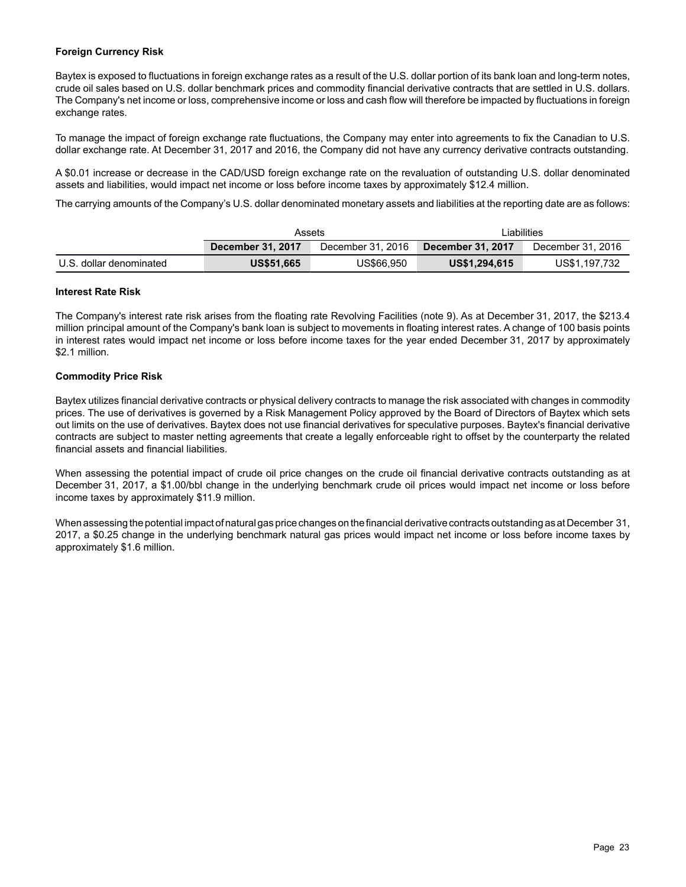**Foreign Currency Risk**

Baytex is exposed to fluctuations in foreign exchange rates as a result of the U.S. dollar portion of its bank loan and long-term notes, crude oil sales based on U.S. dollar benchmark prices and commodity financial derivative contracts that are settled in U.S. dollars. The Company's net income or loss, comprehensive income or loss and cash flow will therefore be impacted by fluctuations in foreign exchange rates.

To manage the impact of foreign exchange rate fluctuations, the Company may enter into agreements to fix the Canadian to U.S. dollar exchange rate. At December 31, 2017 and 2016, the Company did not have any currency derivative contracts outstanding.

A $0.01 increase or decrease in the CAD/USD foreign exchange rate on the revaluation of outstanding U.S. dollar denominated assets and liabilities, would impact net income or loss before income taxes by approximately $12.4 million.

The carrying amounts of the Company's U.S. dollar denominated monetary assets and liabilities at the reporting date are as follows:

| | Assets | | Liabilities | |
|---|---|---|---|---|
| | **December 31, 2017** | December 31, 2016 | **December 31, 2017** | December 31, 2016 |
| U.S. dollar denominated | **US$51,665** | US$66,950 | **US$1,294,615** | US$1,197,732 |

**Interest Rate Risk**

The Company's interest rate risk arises from the floating rate Revolving Facilities (note 9). As at December 31, 2017, the $213.4 million principal amount of the Company's bank loan is subject to movements in floating interest rates. A change of 100 basis points in interest rates would impact net income or loss before income taxes for the year ended December 31, 2017 by approximately $2.1 million.

**Commodity Price Risk**

Baytex utilizes financial derivative contracts or physical delivery contracts to manage the risk associated with changes in commodity prices. The use of derivatives is governed by a Risk Management Policy approved by the Board of Directors of Baytex which sets out limits on the use of derivatives. Baytex does not use financial derivatives for speculative purposes. Baytex's financial derivative contracts are subject to master netting agreements that create a legally enforceable right to offset by the counterparty the related financial assets and financial liabilities.

When assessing the potential impact of crude oil price changes on the crude oil financial derivative contracts outstanding as at December 31, 2017, a $1.00/bbl change in the underlying benchmark crude oil prices would impact net income or loss before income taxes by approximately $11.9 million.

When assessing the potential impact of natural gas price changes on the financial derivative contracts outstanding as at December 31, 2017, a $0.25 change in the underlying benchmark natural gas prices would impact net income or loss before income taxes by approximately $1.6 million.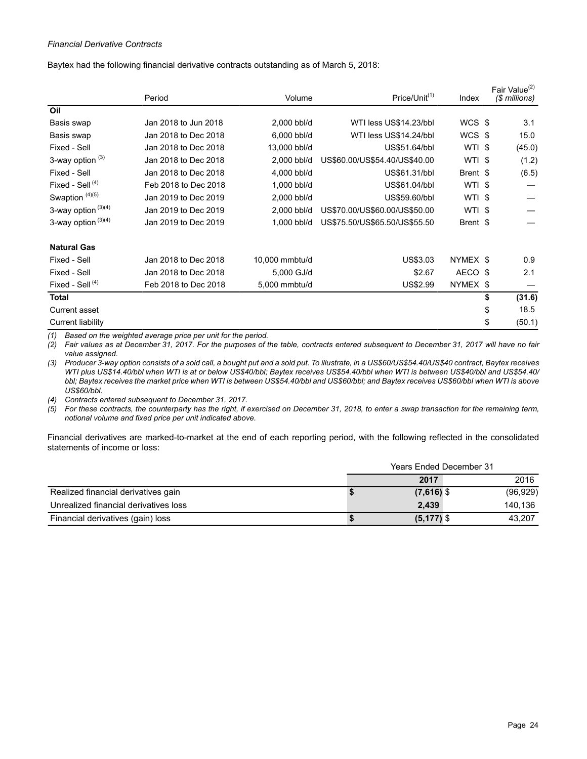*Financial Derivative Contracts*

Baytex had the following financial derivative contracts outstanding as of March 5, 2018:

| | Period | Volume | Price/Unit[(1)] | Index | Fair Value[(2)] *($ millions)* |
|---|---|---|---|---|---|
| **Oil** | | | | | |
| Basis swap | Jan 2018 to Jun 2018 | 2,000 bbl/d | WTI less US$14.23/bbl | WCS | $ 3.1 |
| Basis swap | Jan 2018 to Dec 2018 | 6,000 bbl/d | WTI less US$14.24/bbl | WCS | $ 15.0 |
| Fixed - Sell | Jan 2018 to Dec 2018 | 13,000 bbl/d | US$51.64/bbl | WTI | $ (45.0) |
| 3-way option [(3)] | Jan 2018 to Dec 2018 | 2,000 bbl/d | US$60.00/US$54.40/US$40.00 | WTI | $ (1.2) |
| Fixed - Sell | Jan 2018 to Dec 2018 | 4,000 bbl/d | US$61.31/bbl | Brent | $ (6.5) |
| Fixed - Sell [(4)] | Feb 2018 to Dec 2018 | 1,000 bbl/d | US$61.04/bbl | WTI | $ — |
| Swaption [(4)(5)] | Jan 2019 to Dec 2019 | 2,000 bbl/d | US$59.60/bbl | WTI | $ — |
| 3-way option [(3)(4)] | Jan 2019 to Dec 2019 | 2,000 bbl/d | US$70.00/US$60.00/US$50.00 | WTI | $ — |
| 3-way option [(3)(4)] | Jan 2019 to Dec 2019 | 1,000 bbl/d | US$75.50/US$65.50/US$55.50 | Brent | $ — |
| **Natural Gas** | | | | | |
| Fixed - Sell | Jan 2018 to Dec 2018 | 10,000 mmbtu/d | US$3.03 | NYMEX | $ 0.9 |
| Fixed - Sell | Jan 2018 to Dec 2018 | 5,000 GJ/d | $2.67 | AECO | $ 2.1 |
| Fixed - Sell [(4)] | Feb 2018 to Dec 2018 | 5,000 mmbtu/d | US$2.99 | NYMEX | $ — |
| **Total** | | | | | **$ (31.6)** |
| Current asset | | | | | $ 18.5 |
| Current liability | | | | | $ (50.1) |

*(1) Based on the weighted average price per unit for the period.*

*(2) Fair values as at December 31, 2017. For the purposes of the table, contracts entered subsequent to December 31, 2017 will have no fair value assigned.*

*(3) Producer 3-way option consists of a sold call, a bought put and a sold put. To illustrate, in a US$60/US$54.40/US$40 contract, Baytex receives WTI plus US$14.40/bbl when WTI is at or below US$40/bbl; Baytex receives US$54.40/bbl when WTI is between US$40/bbl and US$54.40/bbl; Baytex receives the market price when WTI is between US$54.40/bbl and US$60/bbl; and Baytex receives US$60/bbl when WTI is above US$60/bbl.*

*(4) Contracts entered subsequent to December 31, 2017.*

*(5) For these contracts, the counterparty has the right, if exercised on December 31, 2018, to enter a swap transaction for the remaining term, notional volume and fixed price per unit indicated above.*

Financial derivatives are marked-to-market at the end of each reporting period, with the following reflected in the consolidated statements of income or loss:

| | Years Ended December 31 | |
|---|---|---|
| | **2017** | 2016 |
| Realized financial derivatives gain | **$ (7,616)** | $ (96,929) |
| Unrealized financial derivatives loss | **2,439** | 140,136 |
| Financial derivatives (gain) loss | **$ (5,177)** | $ 43,207 |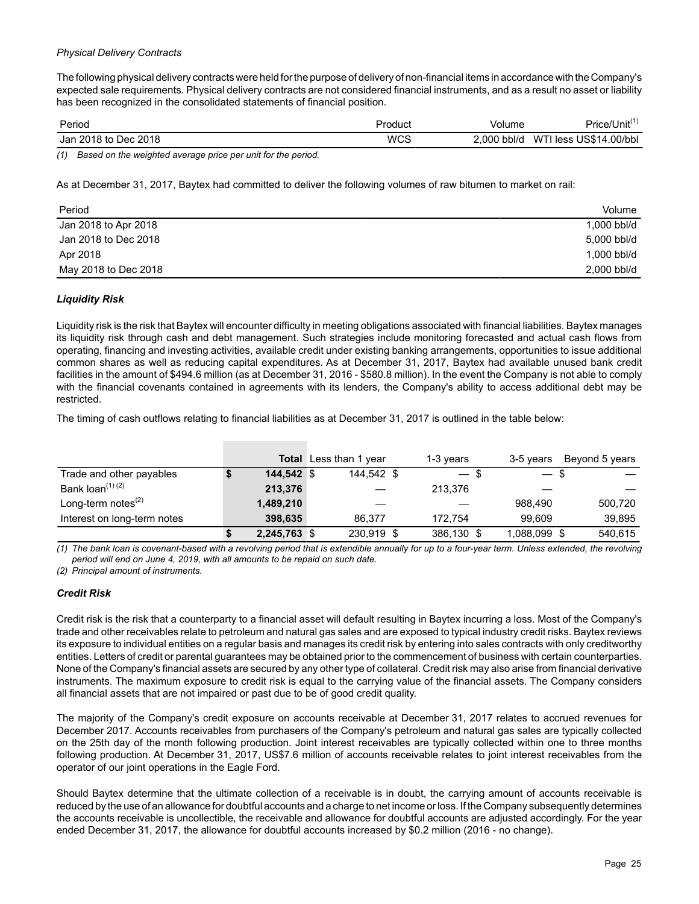*Physical Delivery Contracts*

The following physical delivery contracts were held for the purpose of delivery of non-financial items in accordance with the Company's expected sale requirements. Physical delivery contracts are not considered financial instruments, and as a result no asset or liability has been recognized in the consolidated statements of financial position.

| Period | Product | Volume | Price/Unit[(1)] |
|---|---|---|---|
| Jan 2018 to Dec 2018 | WCS | 2,000 bbl/d | WTI less US$14.00/bbl |

*(1) Based on the weighted average price per unit for the period.*

As at December 31, 2017, Baytex had committed to deliver the following volumes of raw bitumen to market on rail:

| Period | Volume |
|---|---|
| Jan 2018 to Apr 2018 | 1,000 bbl/d |
| Jan 2018 to Dec 2018 | 5,000 bbl/d |
| Apr 2018 | 1,000 bbl/d |
| May 2018 to Dec 2018 | 2,000 bbl/d |

***Liquidity Risk***

Liquidity risk is the risk that Baytex will encounter difficulty in meeting obligations associated with financial liabilities. Baytex manages its liquidity risk through cash and debt management. Such strategies include monitoring forecasted and actual cash flows from operating, financing and investing activities, available credit under existing banking arrangements, opportunities to issue additional common shares as well as reducing capital expenditures. As at December 31, 2017, Baytex had available unused bank credit facilities in the amount of $494.6 million (as at December 31, 2016 - $580.8 million). In the event the Company is not able to comply with the financial covenants contained in agreements with its lenders, the Company's ability to access additional debt may be restricted.

The timing of cash outflows relating to financial liabilities as at December 31, 2017 is outlined in the table below:

| | Total | Less than 1 year | 1-3 years | 3-5 years | Beyond 5 years |
|---|---|---|---|---|---|
| Trade and other payables | $ **144,542** | $ 144,542 | $ — | $ — | $ — |
| Bank loan[(1) (2)] | **213,376** | — | 213,376 | — | — |
| Long-term notes[(2)] | **1,489,210** | — | — | 988,490 | 500,720 |
| Interest on long-term notes | **398,635** | 86,377 | 172,754 | 99,609 | 39,895 |
| | $ **2,245,763** | $ 230,919 | $ 386,130 | $ 1,088,099 | $ 540,615 |

*(1) The bank loan is covenant-based with a revolving period that is extendible annually for up to a four-year term. Unless extended, the revolving period will end on June 4, 2019, with all amounts to be repaid on such date.*

*(2) Principal amount of instruments.*

***Credit Risk***

Credit risk is the risk that a counterparty to a financial asset will default resulting in Baytex incurring a loss. Most of the Company's trade and other receivables relate to petroleum and natural gas sales and are exposed to typical industry credit risks. Baytex reviews its exposure to individual entities on a regular basis and manages its credit risk by entering into sales contracts with only creditworthy entities. Letters of credit or parental guarantees may be obtained prior to the commencement of business with certain counterparties. None of the Company's financial assets are secured by any other type of collateral. Credit risk may also arise from financial derivative instruments. The maximum exposure to credit risk is equal to the carrying value of the financial assets. The Company considers all financial assets that are not impaired or past due to be of good credit quality.

The majority of the Company's credit exposure on accounts receivable at December 31, 2017 relates to accrued revenues for December 2017. Accounts receivables from purchasers of the Company's petroleum and natural gas sales are typically collected on the 25th day of the month following production. Joint interest receivables are typically collected within one to three months following production. At December 31, 2017, US$7.6 million of accounts receivable relates to joint interest receivables from the operator of our joint operations in the Eagle Ford.

Should Baytex determine that the ultimate collection of a receivable is in doubt, the carrying amount of accounts receivable is reduced by the use of an allowance for doubtful accounts and a charge to net income or loss. If the Company subsequently determines the accounts receivable is uncollectible, the receivable and allowance for doubtful accounts are adjusted accordingly. For the year ended December 31, 2017, the allowance for doubtful accounts increased by $0.2 million (2016 - no change).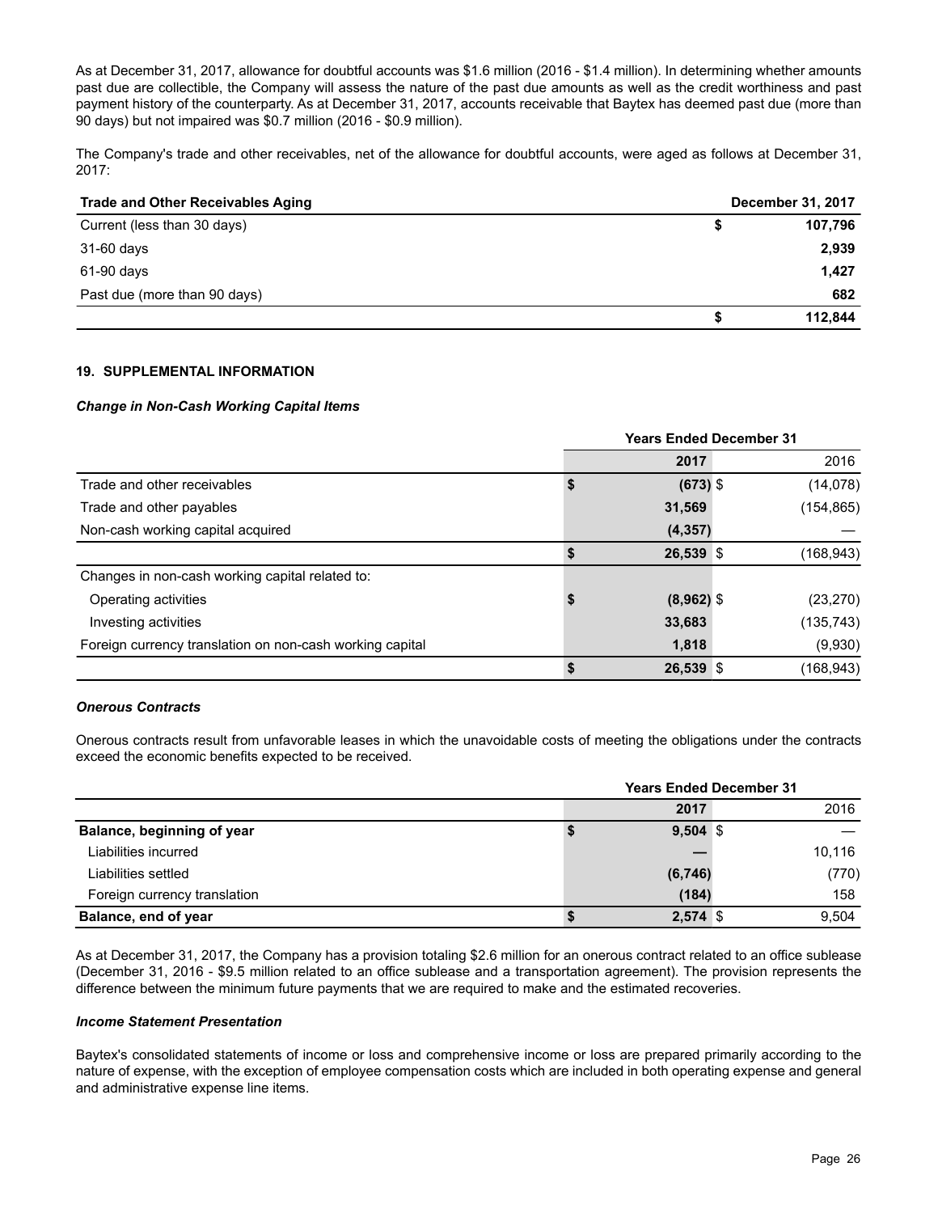As at December 31, 2017, allowance for doubtful accounts was $1.6 million (2016 - $1.4 million). In determining whether amounts past due are collectible, the Company will assess the nature of the past due amounts as well as the credit worthiness and past payment history of the counterparty. As at December 31, 2017, accounts receivable that Baytex has deemed past due (more than 90 days) but not impaired was $0.7 million (2016 - $0.9 million).

The Company's trade and other receivables, net of the allowance for doubtful accounts, were aged as follows at December 31, 2017:

| Trade and Other Receivables Aging | December 31, 2017 |
|---|---|
| Current (less than 30 days) | $ 107,796 |
| 31-60 days | 2,939 |
| 61-90 days | 1,427 |
| Past due (more than 90 days) | 682 |
| | $ 112,844 |

### 19. SUPPLEMENTAL INFORMATION

***Change in Non-Cash Working Capital Items***

| | Years Ended December 31 | |
|---|---|---|
| | **2017** | 2016 |
| Trade and other receivables | **$ (673)** | $ (14,078) |
| Trade and other payables | **31,569** | (154,865) |
| Non-cash working capital acquired | **(4,357)** | — |
| | **$ 26,539** | $ (168,943) |
| Changes in non-cash working capital related to: | | |
| Operating activities | **$ (8,962)** | $ (23,270) |
| Investing activities | **33,683** | (135,743) |
| Foreign currency translation on non-cash working capital | **1,818** | (9,930) |
| | **$ 26,539** | $ (168,943) |

***Onerous Contracts***

Onerous contracts result from unfavorable leases in which the unavoidable costs of meeting the obligations under the contracts exceed the economic benefits expected to be received.

| | Years Ended December 31 | |
|---|---|---|
| | **2017** | 2016 |
| **Balance, beginning of year** | **$ 9,504** | $ — |
| Liabilities incurred | **—** | 10,116 |
| Liabilities settled | **(6,746)** | (770) |
| Foreign currency translation | **(184)** | 158 |
| **Balance, end of year** | **$ 2,574** | $ 9,504 |

As at December 31, 2017, the Company has a provision totaling $2.6 million for an onerous contract related to an office sublease (December 31, 2016 - $9.5 million related to an office sublease and a transportation agreement). The provision represents the difference between the minimum future payments that we are required to make and the estimated recoveries.

***Income Statement Presentation***

Baytex's consolidated statements of income or loss and comprehensive income or loss are prepared primarily according to the nature of expense, with the exception of employee compensation costs which are included in both operating expense and general and administrative expense line items.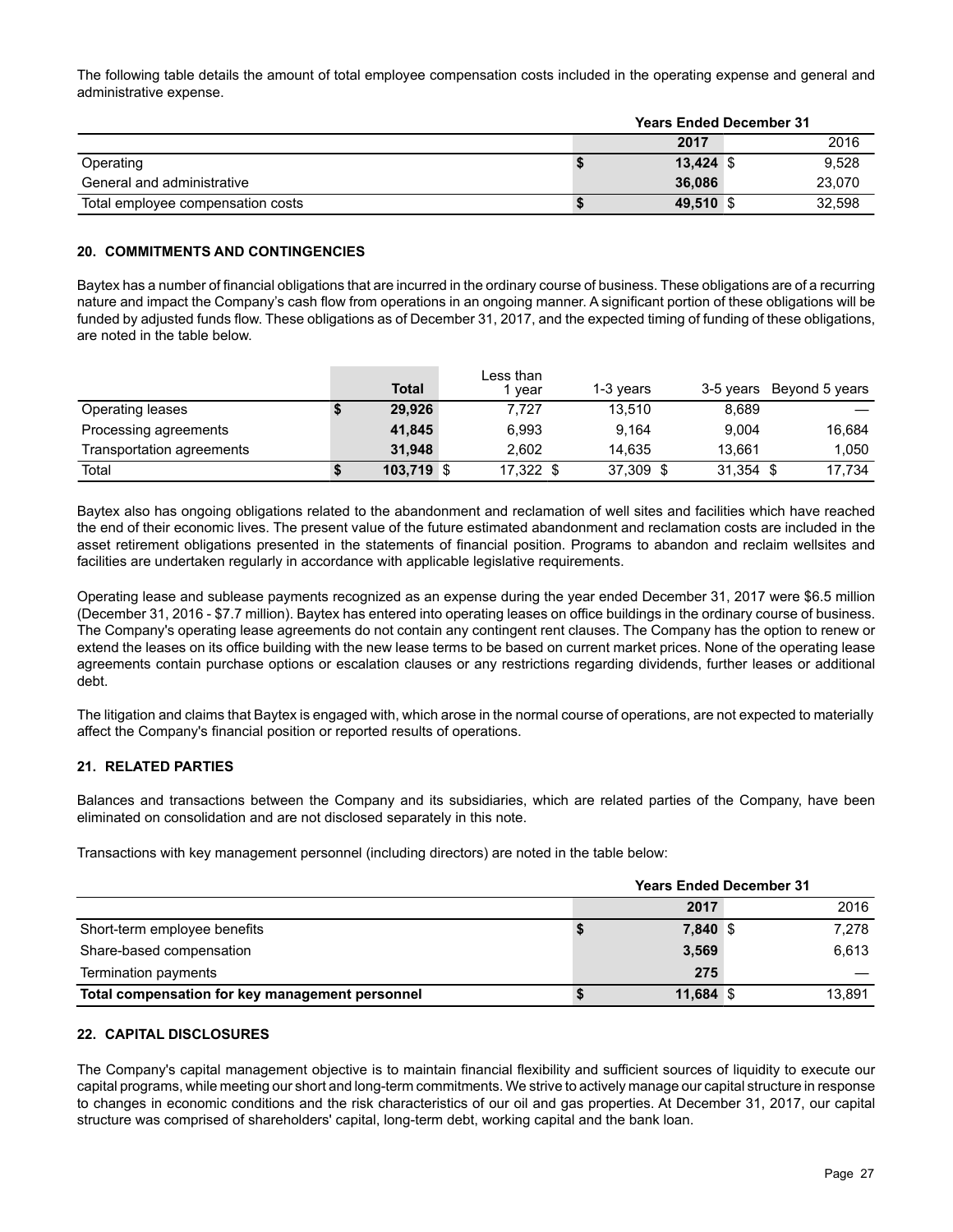The following table details the amount of total employee compensation costs included in the operating expense and general and administrative expense.

| | Years Ended December 31 | |
|---|---|---|
| | **2017** | 2016 |
| Operating | $ **13,424** | $ 9,528 |
| General and administrative | **36,086** | 23,070 |
| Total employee compensation costs | $ **49,510** | $ 32,598 |

## 20. COMMITMENTS AND CONTINGENCIES

Baytex has a number of financial obligations that are incurred in the ordinary course of business. These obligations are of a recurring nature and impact the Company's cash flow from operations in an ongoing manner. A significant portion of these obligations will be funded by adjusted funds flow. These obligations as of December 31, 2017, and the expected timing of funding of these obligations, are noted in the table below.

| | Total | Less than 1 year | 1-3 years | 3-5 years | Beyond 5 years |
|---|---|---|---|---|---|
| Operating leases | $ **29,926** | 7,727 | 13,510 | 8,689 | — |
| Processing agreements | **41,845** | 6,993 | 9,164 | 9,004 | 16,684 |
| Transportation agreements | **31,948** | 2,602 | 14,635 | 13,661 | 1,050 |
| Total | $ **103,719** | $ 17,322 | $ 37,309 | $ 31,354 | $ 17,734 |

Baytex also has ongoing obligations related to the abandonment and reclamation of well sites and facilities which have reached the end of their economic lives. The present value of the future estimated abandonment and reclamation costs are included in the asset retirement obligations presented in the statements of financial position. Programs to abandon and reclaim wellsites and facilities are undertaken regularly in accordance with applicable legislative requirements.

Operating lease and sublease payments recognized as an expense during the year ended December 31, 2017 were $6.5 million (December 31, 2016 - $7.7 million). Baytex has entered into operating leases on office buildings in the ordinary course of business. The Company's operating lease agreements do not contain any contingent rent clauses. The Company has the option to renew or extend the leases on its office building with the new lease terms to be based on current market prices. None of the operating lease agreements contain purchase options or escalation clauses or any restrictions regarding dividends, further leases or additional debt.

The litigation and claims that Baytex is engaged with, which arose in the normal course of operations, are not expected to materially affect the Company's financial position or reported results of operations.

## 21. RELATED PARTIES

Balances and transactions between the Company and its subsidiaries, which are related parties of the Company, have been eliminated on consolidation and are not disclosed separately in this note.

Transactions with key management personnel (including directors) are noted in the table below:

| | Years Ended December 31 | |
|---|---|---|
| | **2017** | 2016 |
| Short-term employee benefits | $ **7,840** | $ 7,278 |
| Share-based compensation | **3,569** | 6,613 |
| Termination payments | **275** | — |
| **Total compensation for key management personnel** | $ **11,684** | $ 13,891 |

## 22. CAPITAL DISCLOSURES

The Company's capital management objective is to maintain financial flexibility and sufficient sources of liquidity to execute our capital programs, while meeting our short and long-term commitments. We strive to actively manage our capital structure in response to changes in economic conditions and the risk characteristics of our oil and gas properties. At December 31, 2017, our capital structure was comprised of shareholders' capital, long-term debt, working capital and the bank loan.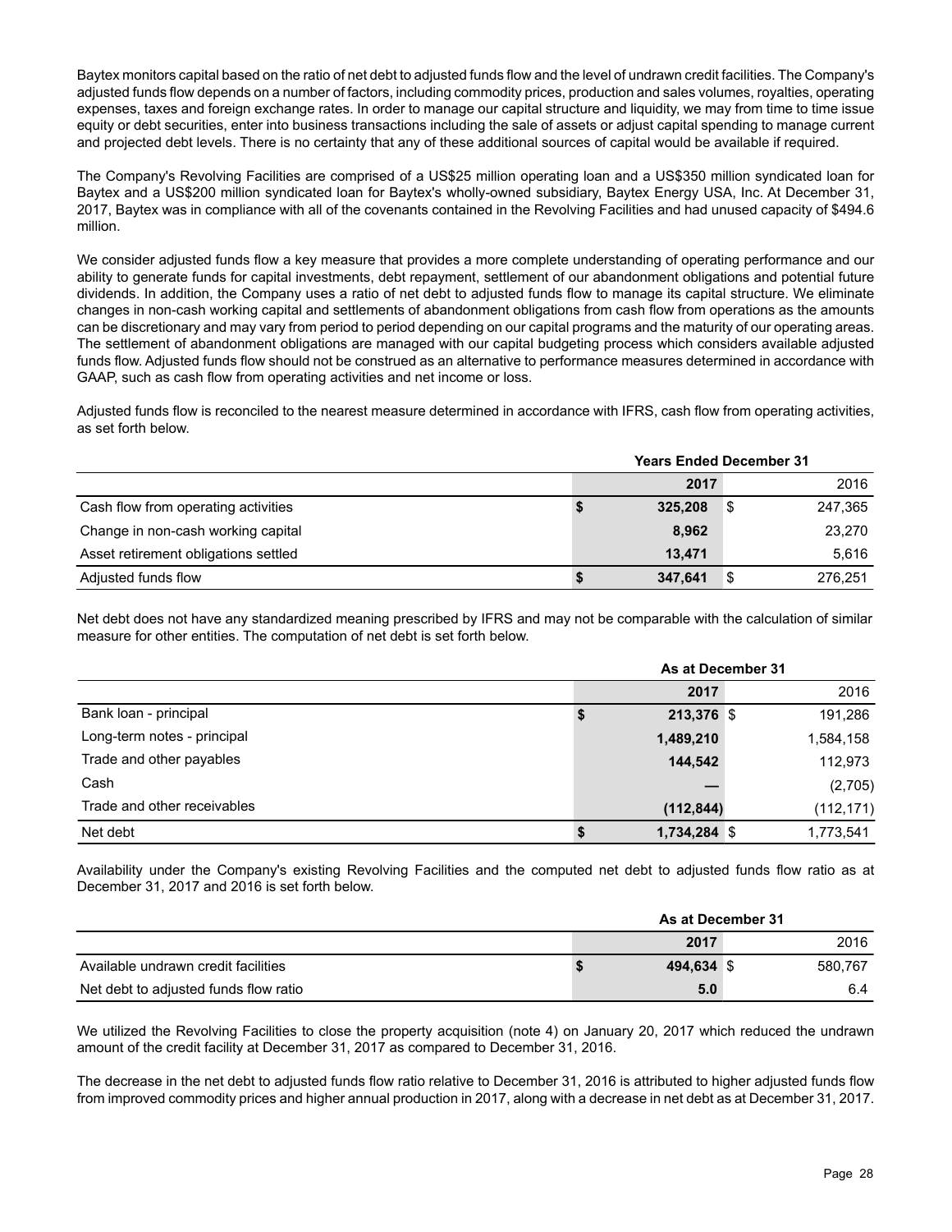Baytex monitors capital based on the ratio of net debt to adjusted funds flow and the level of undrawn credit facilities. The Company's adjusted funds flow depends on a number of factors, including commodity prices, production and sales volumes, royalties, operating expenses, taxes and foreign exchange rates. In order to manage our capital structure and liquidity, we may from time to time issue equity or debt securities, enter into business transactions including the sale of assets or adjust capital spending to manage current and projected debt levels. There is no certainty that any of these additional sources of capital would be available if required.

The Company's Revolving Facilities are comprised of a US$25 million operating loan and a US$350 million syndicated loan for Baytex and a US$200 million syndicated loan for Baytex's wholly-owned subsidiary, Baytex Energy USA, Inc. At December 31, 2017, Baytex was in compliance with all of the covenants contained in the Revolving Facilities and had unused capacity of $494.6 million.

We consider adjusted funds flow a key measure that provides a more complete understanding of operating performance and our ability to generate funds for capital investments, debt repayment, settlement of our abandonment obligations and potential future dividends. In addition, the Company uses a ratio of net debt to adjusted funds flow to manage its capital structure. We eliminate changes in non-cash working capital and settlements of abandonment obligations from cash flow from operations as the amounts can be discretionary and may vary from period to period depending on our capital programs and the maturity of our operating areas. The settlement of abandonment obligations are managed with our capital budgeting process which considers available adjusted funds flow. Adjusted funds flow should not be construed as an alternative to performance measures determined in accordance with GAAP, such as cash flow from operating activities and net income or loss.

Adjusted funds flow is reconciled to the nearest measure determined in accordance with IFRS, cash flow from operating activities, as set forth below.

| | Years Ended December 31 | |
|---|---|---|
| | **2017** | 2016 |
| Cash flow from operating activities | **$ 325,208** | $ 247,365 |
| Change in non-cash working capital | **8,962** | 23,270 |
| Asset retirement obligations settled | **13,471** | 5,616 |
| Adjusted funds flow | **$ 347,641** | $ 276,251 |

Net debt does not have any standardized meaning prescribed by IFRS and may not be comparable with the calculation of similar measure for other entities. The computation of net debt is set forth below.

| | As at December 31 | |
|---|---|---|
| | **2017** | 2016 |
| Bank loan - principal | **$ 213,376** | $ 191,286 |
| Long-term notes - principal | **1,489,210** | 1,584,158 |
| Trade and other payables | **144,542** | 112,973 |
| Cash | **—** | (2,705) |
| Trade and other receivables | **(112,844)** | (112,171) |
| Net debt | **$ 1,734,284** | $ 1,773,541 |

Availability under the Company's existing Revolving Facilities and the computed net debt to adjusted funds flow ratio as at December 31, 2017 and 2016 is set forth below.

| | As at December 31 | |
|---|---|---|
| | **2017** | 2016 |
| Available undrawn credit facilities | **$ 494,634** | $ 580,767 |
| Net debt to adjusted funds flow ratio | **5.0** | 6.4 |

We utilized the Revolving Facilities to close the property acquisition (note 4) on January 20, 2017 which reduced the undrawn amount of the credit facility at December 31, 2017 as compared to December 31, 2016.

The decrease in the net debt to adjusted funds flow ratio relative to December 31, 2016 is attributed to higher adjusted funds flow from improved commodity prices and higher annual production in 2017, along with a decrease in net debt as at December 31, 2017.